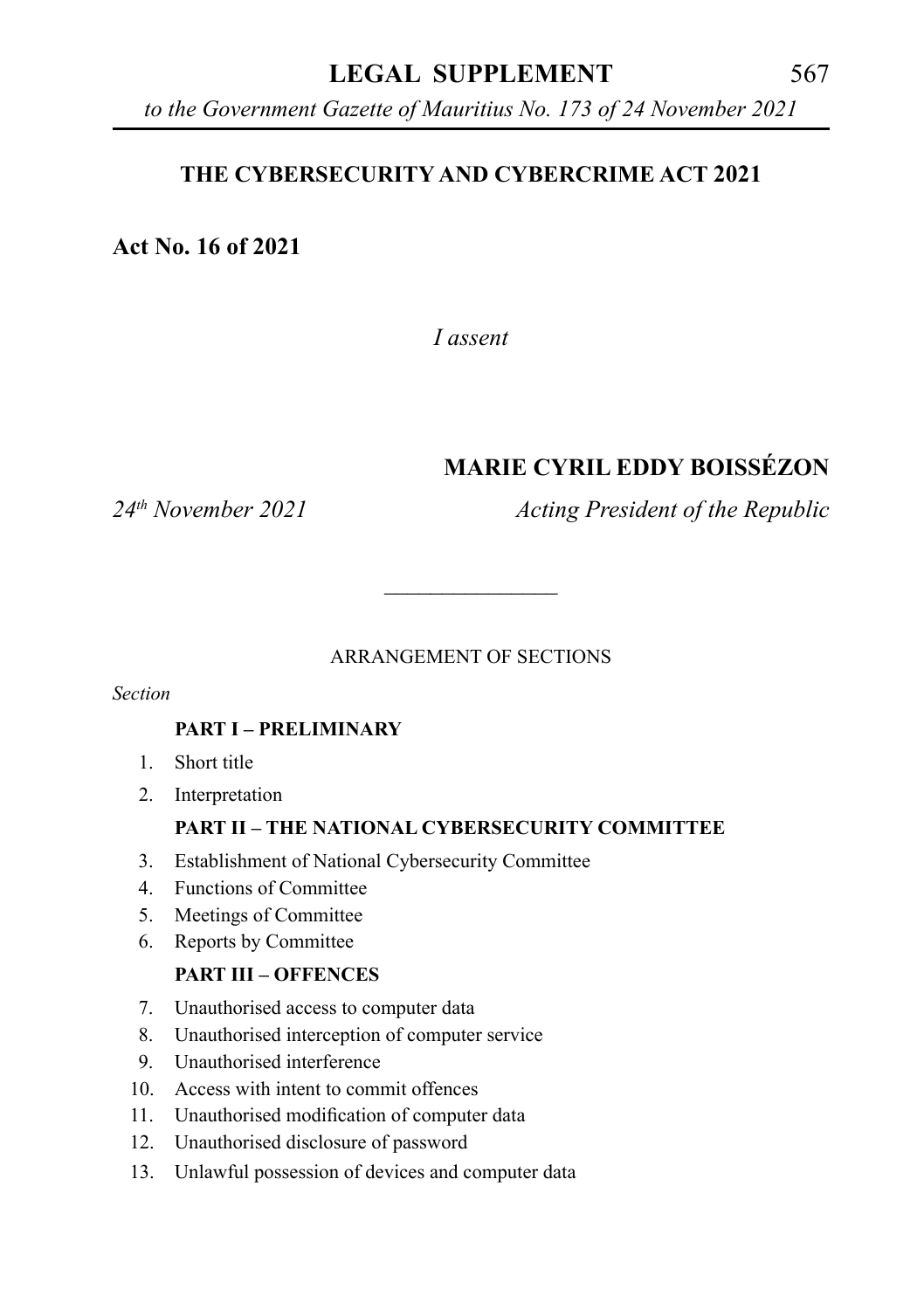# THE CYBERSECURITY AND CYBERCRIME ACT 2021

**Act No. 16 of 2021**

*I assent*

**MARIE CYRIL EDDY BOISSÉZON**

*24th November 2021* *Acting President of the Republic*

---

ARRANGEMENT OF SECTIONS

*Section*

**PART I – PRELIMINARY**

1. Short title
2. Interpretation

**PART II – THE NATIONAL CYBERSECURITY COMMITTEE**

3. Establishment of National Cybersecurity Committee
4. Functions of Committee
5. Meetings of Committee
6. Reports by Committee

**PART III – OFFENCES**

7. Unauthorised access to computer data
8. Unauthorised interception of computer service
9. Unauthorised interference
10. Access with intent to commit offences
11. Unauthorised modification of computer data
12. Unauthorised disclosure of password
13. Unlawful possession of devices and computer data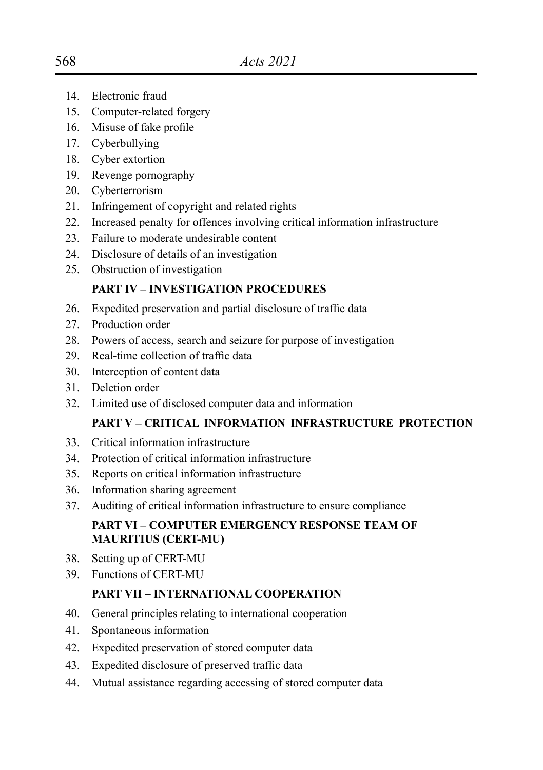14. Electronic fraud
15. Computer-related forgery
16. Misuse of fake profile
17. Cyberbullying
18. Cyber extortion
19. Revenge pornography
20. Cyberterrorism
21. Infringement of copyright and related rights
22. Increased penalty for offences involving critical information infrastructure
23. Failure to moderate undesirable content
24. Disclosure of details of an investigation
25. Obstruction of investigation

**PART IV – INVESTIGATION PROCEDURES**

26. Expedited preservation and partial disclosure of traffic data
27. Production order
28. Powers of access, search and seizure for purpose of investigation
29. Real-time collection of traffic data
30. Interception of content data
31. Deletion order
32. Limited use of disclosed computer data and information

**PART V – CRITICAL INFORMATION INFRASTRUCTURE PROTECTION**

33. Critical information infrastructure
34. Protection of critical information infrastructure
35. Reports on critical information infrastructure
36. Information sharing agreement
37. Auditing of critical information infrastructure to ensure compliance

**PART VI – COMPUTER EMERGENCY RESPONSE TEAM OF MAURITIUS (CERT-MU)**

38. Setting up of CERT-MU
39. Functions of CERT-MU

**PART VII – INTERNATIONAL COOPERATION**

40. General principles relating to international cooperation
41. Spontaneous information
42. Expedited preservation of stored computer data
43. Expedited disclosure of preserved traffic data
44. Mutual assistance regarding accessing of stored computer data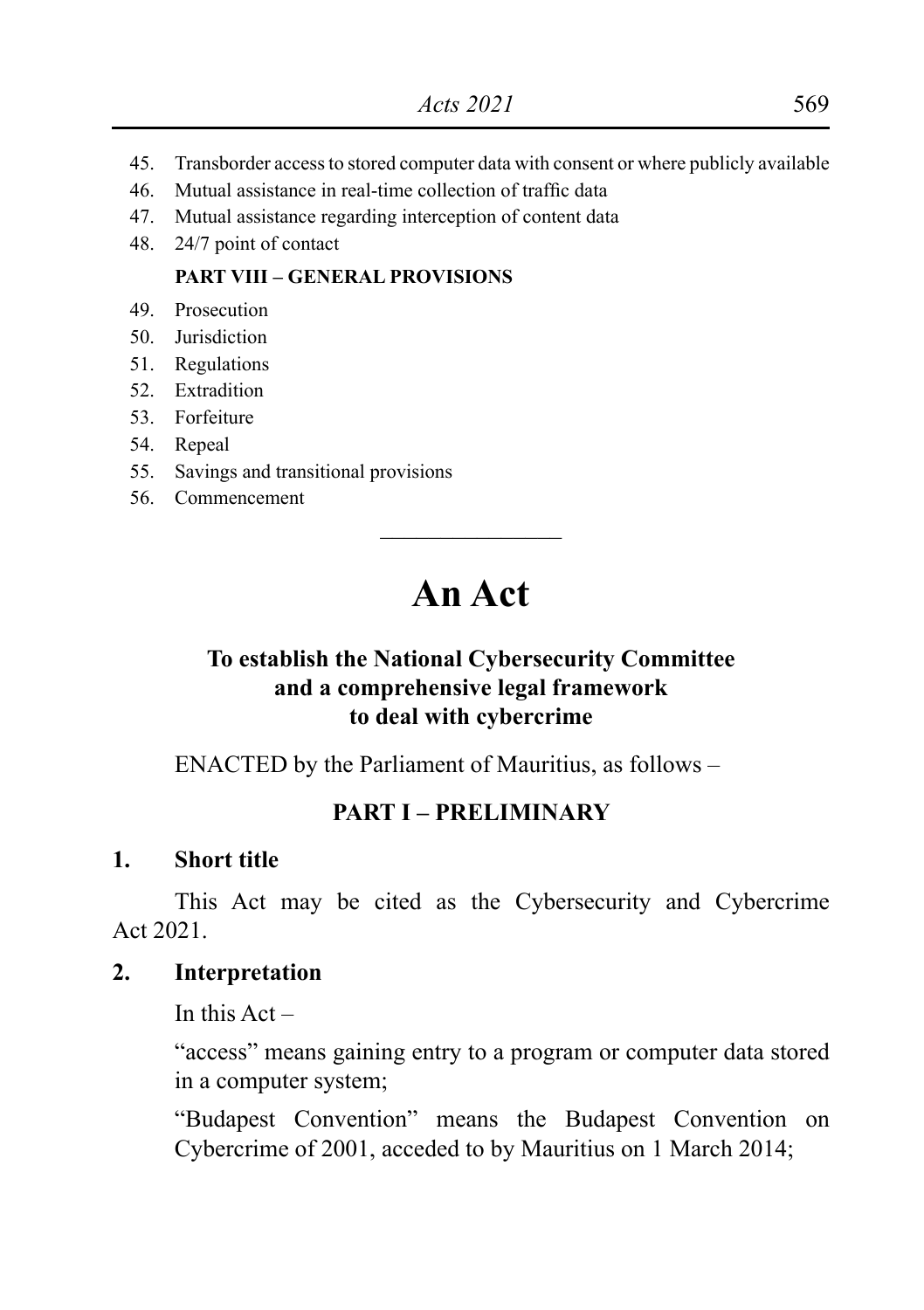45. Transborder access to stored computer data with consent or where publicly available
46. Mutual assistance in real-time collection of traffic data
47. Mutual assistance regarding interception of content data
48. 24/7 point of contact

**PART VIII – GENERAL PROVISIONS**

49. Prosecution
50. Jurisdiction
51. Regulations
52. Extradition
53. Forfeiture
54. Repeal
55. Savings and transitional provisions
56. Commencement

---

# An Act

### To establish the National Cybersecurity Committee and a comprehensive legal framework to deal with cybercrime

ENACTED by the Parliament of Mauritius, as follows –

## PART I – PRELIMINARY

### 1. Short title

This Act may be cited as the Cybersecurity and Cybercrime Act 2021.

### 2. Interpretation

In this Act –

"access" means gaining entry to a program or computer data stored in a computer system;

"Budapest Convention" means the Budapest Convention on Cybercrime of 2001, acceded to by Mauritius on 1 March 2014;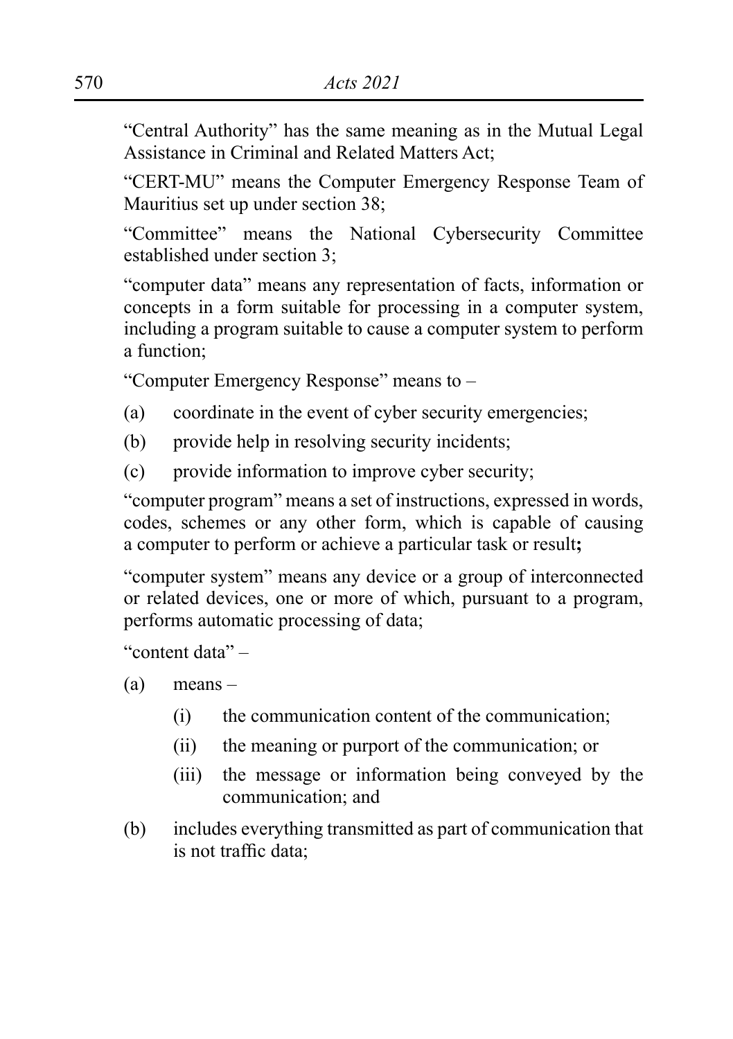"Central Authority" has the same meaning as in the Mutual Legal Assistance in Criminal and Related Matters Act;

"CERT-MU" means the Computer Emergency Response Team of Mauritius set up under section 38;

"Committee" means the National Cybersecurity Committee established under section 3;

"computer data" means any representation of facts, information or concepts in a form suitable for processing in a computer system, including a program suitable to cause a computer system to perform a function;

"Computer Emergency Response" means to –

(a) coordinate in the event of cyber security emergencies;

(b) provide help in resolving security incidents;

(c) provide information to improve cyber security;

"computer program" means a set of instructions, expressed in words, codes, schemes or any other form, which is capable of causing a computer to perform or achieve a particular task or result**;**

"computer system" means any device or a group of interconnected or related devices, one or more of which, pursuant to a program, performs automatic processing of data;

"content data" –

(a) means –

  (i) the communication content of the communication;

  (ii) the meaning or purport of the communication; or

  (iii) the message or information being conveyed by the communication; and

(b) includes everything transmitted as part of communication that is not traffic data;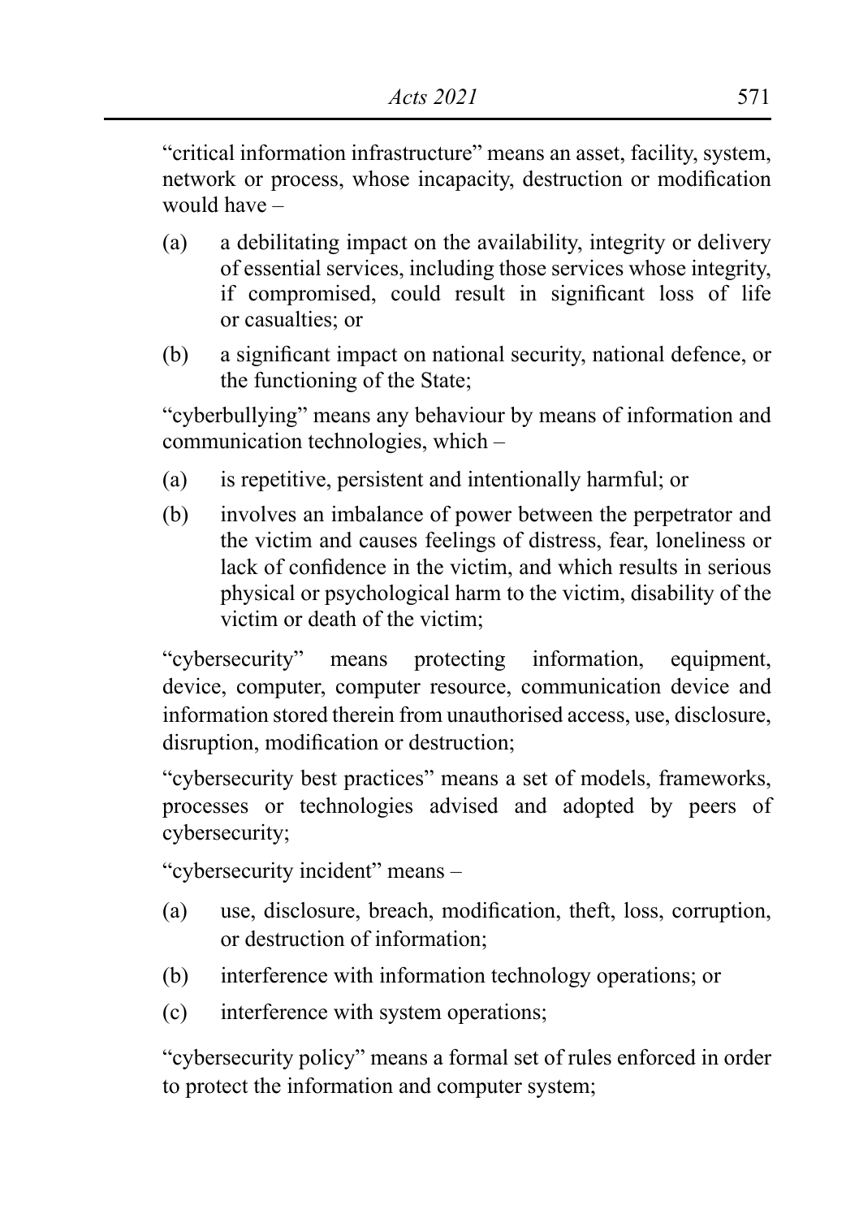"critical information infrastructure" means an asset, facility, system, network or process, whose incapacity, destruction or modification would have –

(a) a debilitating impact on the availability, integrity or delivery of essential services, including those services whose integrity, if compromised, could result in significant loss of life or casualties; or

(b) a significant impact on national security, national defence, or the functioning of the State;

"cyberbullying" means any behaviour by means of information and communication technologies, which –

(a) is repetitive, persistent and intentionally harmful; or

(b) involves an imbalance of power between the perpetrator and the victim and causes feelings of distress, fear, loneliness or lack of confidence in the victim, and which results in serious physical or psychological harm to the victim, disability of the victim or death of the victim;

"cybersecurity" means protecting information, equipment, device, computer, computer resource, communication device and information stored therein from unauthorised access, use, disclosure, disruption, modification or destruction;

"cybersecurity best practices" means a set of models, frameworks, processes or technologies advised and adopted by peers of cybersecurity;

"cybersecurity incident" means –

(a) use, disclosure, breach, modification, theft, loss, corruption, or destruction of information;

(b) interference with information technology operations; or

(c) interference with system operations;

"cybersecurity policy" means a formal set of rules enforced in order to protect the information and computer system;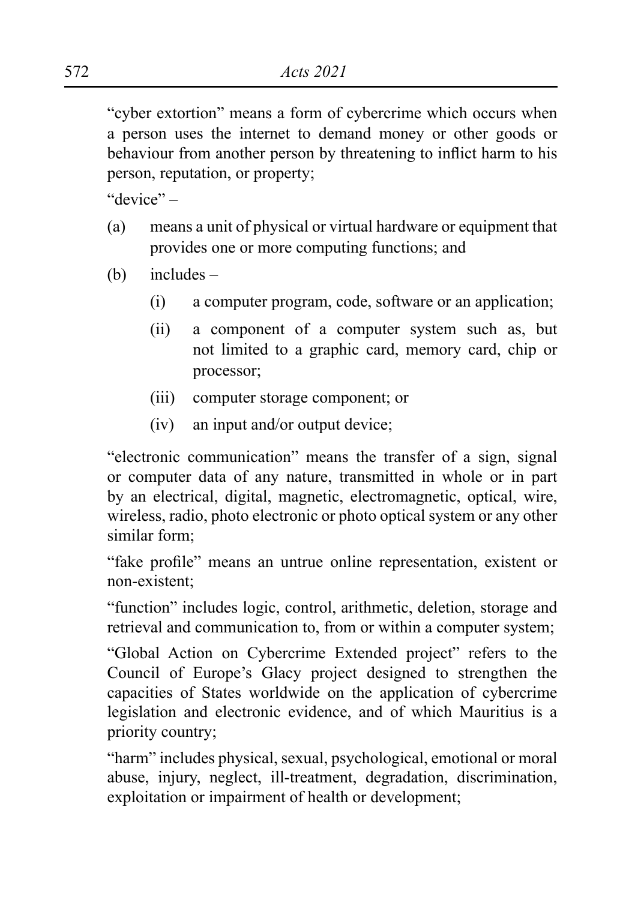"cyber extortion" means a form of cybercrime which occurs when a person uses the internet to demand money or other goods or behaviour from another person by threatening to inflict harm to his person, reputation, or property;

"device" –

(a) means a unit of physical or virtual hardware or equipment that provides one or more computing functions; and

(b) includes –

(i) a computer program, code, software or an application;

(ii) a component of a computer system such as, but not limited to a graphic card, memory card, chip or processor;

(iii) computer storage component; or

(iv) an input and/or output device;

"electronic communication" means the transfer of a sign, signal or computer data of any nature, transmitted in whole or in part by an electrical, digital, magnetic, electromagnetic, optical, wire, wireless, radio, photo electronic or photo optical system or any other similar form;

"fake profile" means an untrue online representation, existent or non-existent;

"function" includes logic, control, arithmetic, deletion, storage and retrieval and communication to, from or within a computer system;

"Global Action on Cybercrime Extended project" refers to the Council of Europe's Glacy project designed to strengthen the capacities of States worldwide on the application of cybercrime legislation and electronic evidence, and of which Mauritius is a priority country;

"harm" includes physical, sexual, psychological, emotional or moral abuse, injury, neglect, ill-treatment, degradation, discrimination, exploitation or impairment of health or development;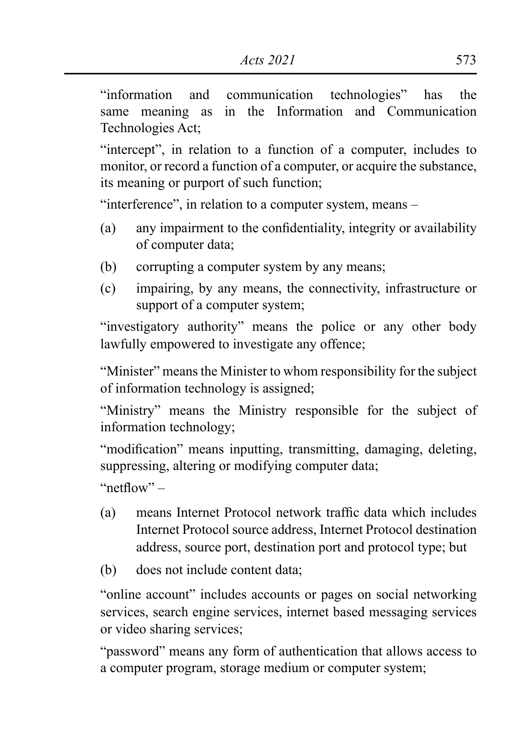"information and communication technologies" has the same meaning as in the Information and Communication Technologies Act;

"intercept", in relation to a function of a computer, includes to monitor, or record a function of a computer, or acquire the substance, its meaning or purport of such function;

"interference", in relation to a computer system, means –

(a) any impairment to the confidentiality, integrity or availability of computer data;

(b) corrupting a computer system by any means;

(c) impairing, by any means, the connectivity, infrastructure or support of a computer system;

"investigatory authority" means the police or any other body lawfully empowered to investigate any offence;

"Minister" means the Minister to whom responsibility for the subject of information technology is assigned;

"Ministry" means the Ministry responsible for the subject of information technology;

"modification" means inputting, transmitting, damaging, deleting, suppressing, altering or modifying computer data;

"netflow" –

(a) means Internet Protocol network traffic data which includes Internet Protocol source address, Internet Protocol destination address, source port, destination port and protocol type; but

(b) does not include content data;

"online account" includes accounts or pages on social networking services, search engine services, internet based messaging services or video sharing services;

"password" means any form of authentication that allows access to a computer program, storage medium or computer system;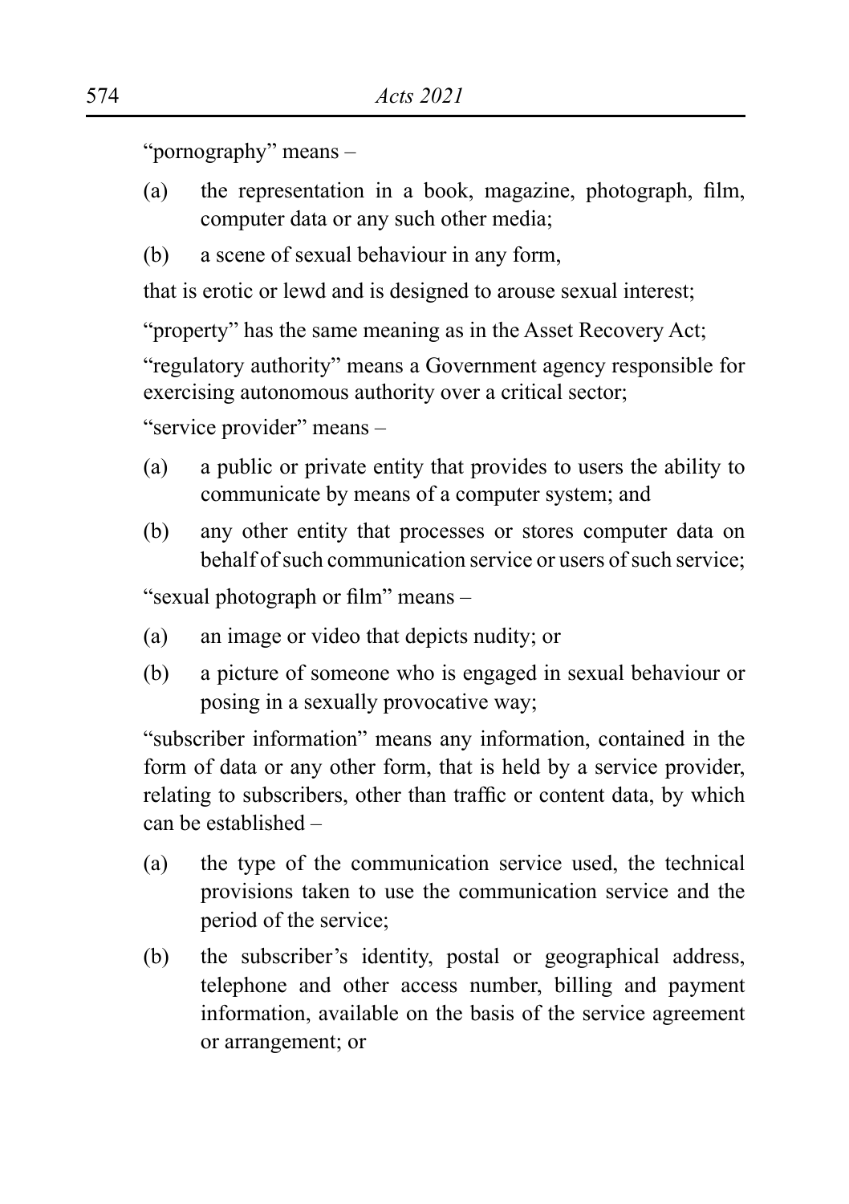"pornography" means –

(a) the representation in a book, magazine, photograph, film, computer data or any such other media;

(b) a scene of sexual behaviour in any form,

that is erotic or lewd and is designed to arouse sexual interest;

"property" has the same meaning as in the Asset Recovery Act;

"regulatory authority" means a Government agency responsible for exercising autonomous authority over a critical sector;

"service provider" means –

(a) a public or private entity that provides to users the ability to communicate by means of a computer system; and

(b) any other entity that processes or stores computer data on behalf of such communication service or users of such service;

"sexual photograph or film" means –

(a) an image or video that depicts nudity; or

(b) a picture of someone who is engaged in sexual behaviour or posing in a sexually provocative way;

"subscriber information" means any information, contained in the form of data or any other form, that is held by a service provider, relating to subscribers, other than traffic or content data, by which can be established –

(a) the type of the communication service used, the technical provisions taken to use the communication service and the period of the service;

(b) the subscriber's identity, postal or geographical address, telephone and other access number, billing and payment information, available on the basis of the service agreement or arrangement; or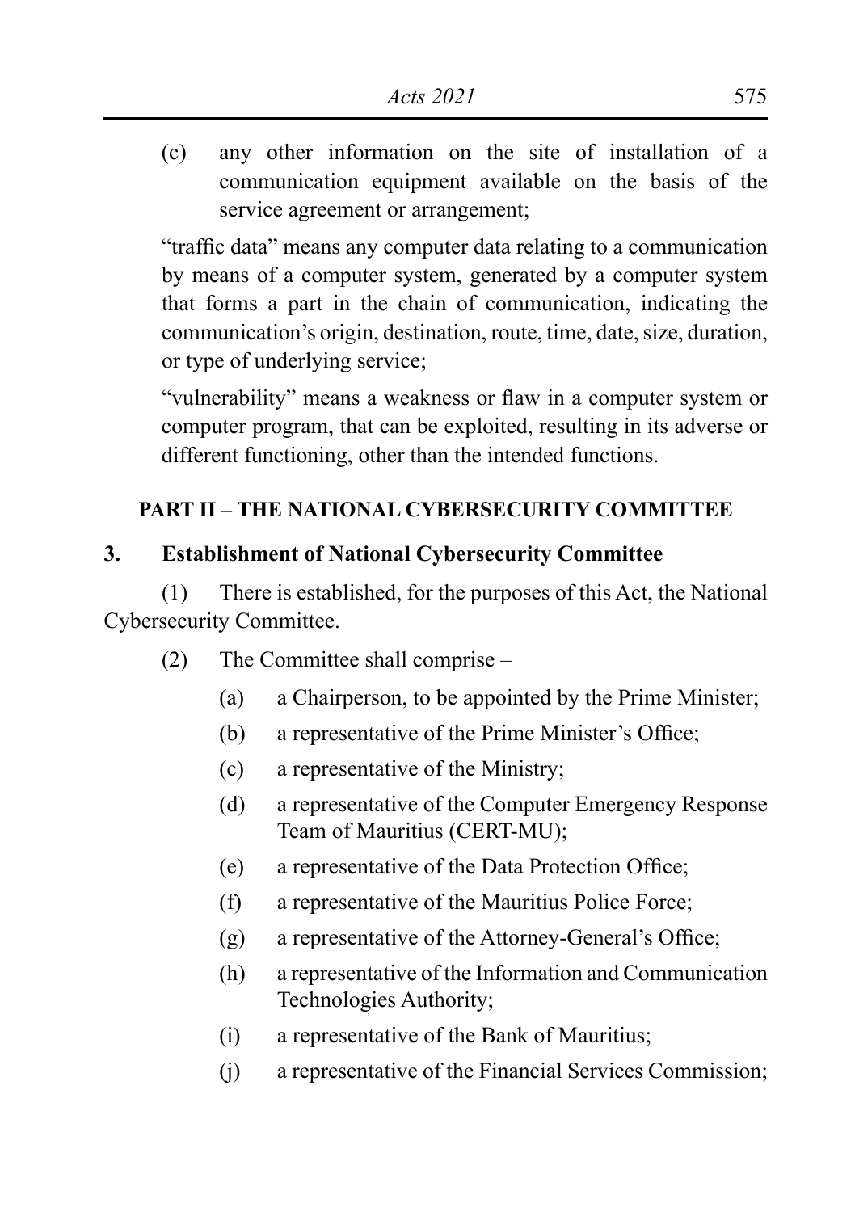(c) any other information on the site of installation of a communication equipment available on the basis of the service agreement or arrangement;

"traffic data" means any computer data relating to a communication by means of a computer system, generated by a computer system that forms a part in the chain of communication, indicating the communication's origin, destination, route, time, date, size, duration, or type of underlying service;

"vulnerability" means a weakness or flaw in a computer system or computer program, that can be exploited, resulting in its adverse or different functioning, other than the intended functions.

## PART II – THE NATIONAL CYBERSECURITY COMMITTEE

### 3. Establishment of National Cybersecurity Committee

(1) There is established, for the purposes of this Act, the National Cybersecurity Committee.

(2) The Committee shall comprise –

- (a) a Chairperson, to be appointed by the Prime Minister;
- (b) a representative of the Prime Minister's Office;
- (c) a representative of the Ministry;
- (d) a representative of the Computer Emergency Response Team of Mauritius (CERT-MU);
- (e) a representative of the Data Protection Office;
- (f) a representative of the Mauritius Police Force;
- (g) a representative of the Attorney-General's Office;
- (h) a representative of the Information and Communication Technologies Authority;
- (i) a representative of the Bank of Mauritius;
- (j) a representative of the Financial Services Commission;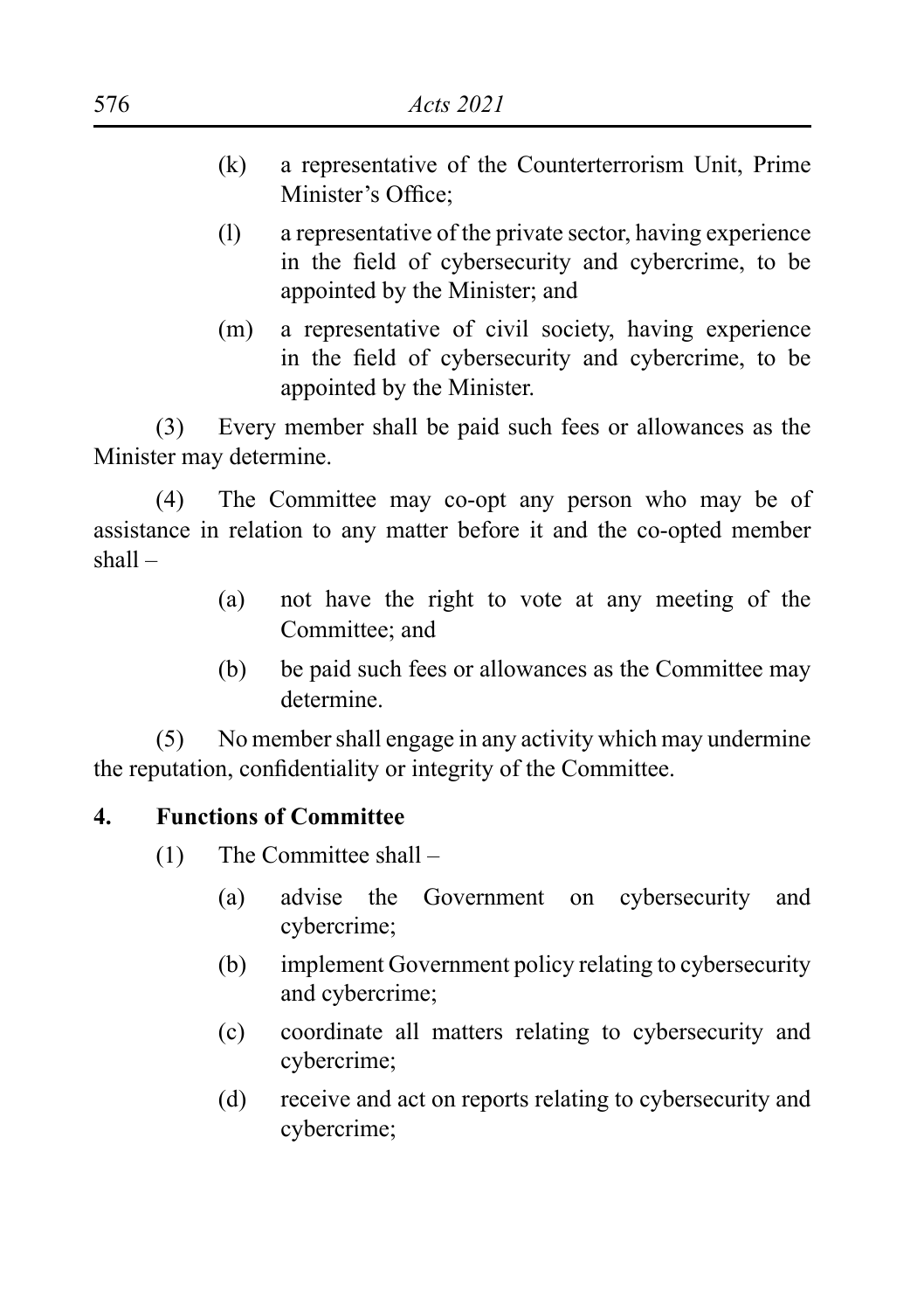(k) a representative of the Counterterrorism Unit, Prime Minister's Office;

(l) a representative of the private sector, having experience in the field of cybersecurity and cybercrime, to be appointed by the Minister; and

(m) a representative of civil society, having experience in the field of cybersecurity and cybercrime, to be appointed by the Minister.

(3) Every member shall be paid such fees or allowances as the Minister may determine.

(4) The Committee may co-opt any person who may be of assistance in relation to any matter before it and the co-opted member shall –

(a) not have the right to vote at any meeting of the Committee; and

(b) be paid such fees or allowances as the Committee may determine.

(5) No member shall engage in any activity which may undermine the reputation, confidentiality or integrity of the Committee.

**4. Functions of Committee**

(1) The Committee shall –

(a) advise the Government on cybersecurity and cybercrime;

(b) implement Government policy relating to cybersecurity and cybercrime;

(c) coordinate all matters relating to cybersecurity and cybercrime;

(d) receive and act on reports relating to cybersecurity and cybercrime;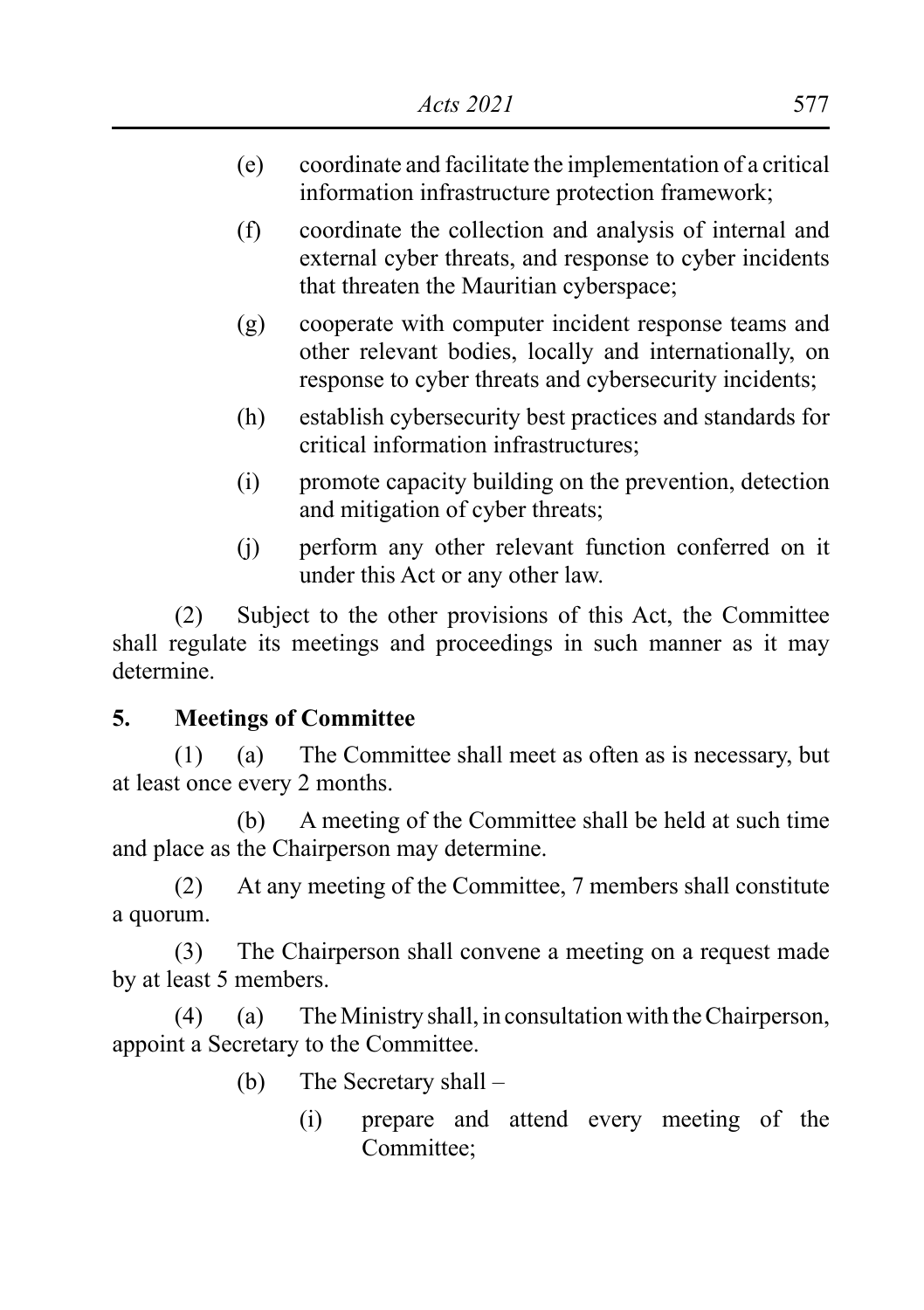(e) coordinate and facilitate the implementation of a critical information infrastructure protection framework;

(f) coordinate the collection and analysis of internal and external cyber threats, and response to cyber incidents that threaten the Mauritian cyberspace;

(g) cooperate with computer incident response teams and other relevant bodies, locally and internationally, on response to cyber threats and cybersecurity incidents;

(h) establish cybersecurity best practices and standards for critical information infrastructures;

(i) promote capacity building on the prevention, detection and mitigation of cyber threats;

(j) perform any other relevant function conferred on it under this Act or any other law.

(2) Subject to the other provisions of this Act, the Committee shall regulate its meetings and proceedings in such manner as it may determine.

**5. Meetings of Committee**

(1) (a) The Committee shall meet as often as is necessary, but at least once every 2 months.

(b) A meeting of the Committee shall be held at such time and place as the Chairperson may determine.

(2) At any meeting of the Committee, 7 members shall constitute a quorum.

(3) The Chairperson shall convene a meeting on a request made by at least 5 members.

(4) (a) The Ministry shall, in consultation with the Chairperson, appoint a Secretary to the Committee.

(b) The Secretary shall –

(i) prepare and attend every meeting of the Committee;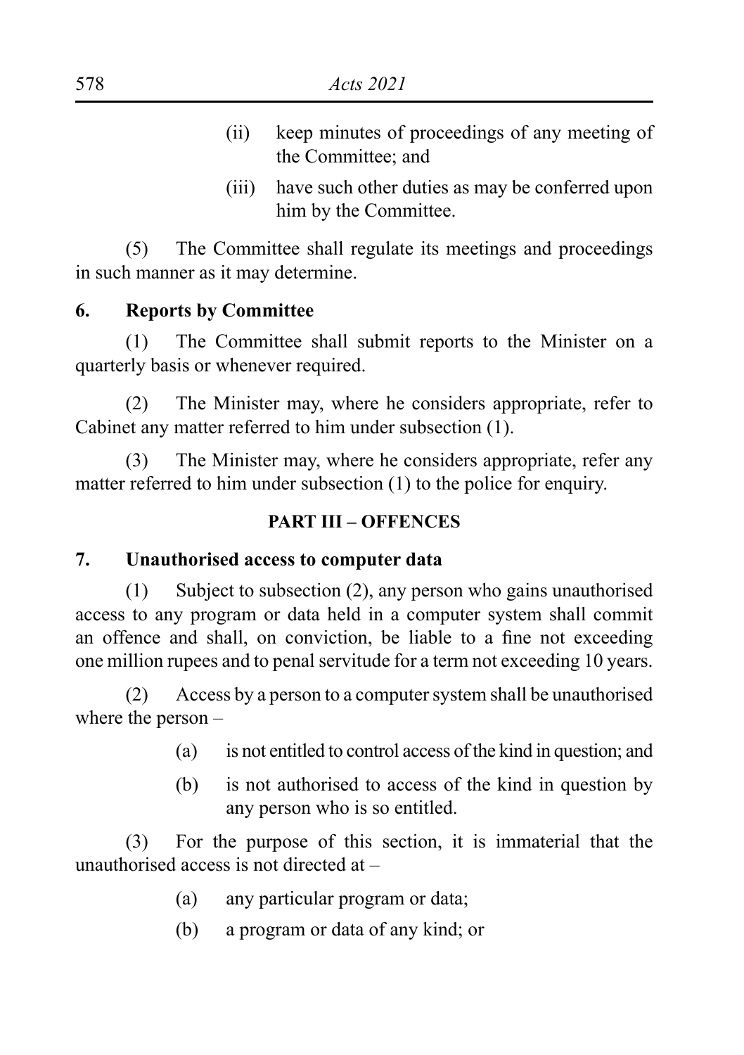(ii) keep minutes of proceedings of any meeting of the Committee; and

(iii) have such other duties as may be conferred upon him by the Committee.

(5) The Committee shall regulate its meetings and proceedings in such manner as it may determine.

**6. Reports by Committee**

(1) The Committee shall submit reports to the Minister on a quarterly basis or whenever required.

(2) The Minister may, where he considers appropriate, refer to Cabinet any matter referred to him under subsection (1).

(3) The Minister may, where he considers appropriate, refer any matter referred to him under subsection (1) to the police for enquiry.

**PART III – OFFENCES**

**7. Unauthorised access to computer data**

(1) Subject to subsection (2), any person who gains unauthorised access to any program or data held in a computer system shall commit an offence and shall, on conviction, be liable to a fine not exceeding one million rupees and to penal servitude for a term not exceeding 10 years.

(2) Access by a person to a computer system shall be unauthorised where the person –

(a) is not entitled to control access of the kind in question; and

(b) is not authorised to access of the kind in question by any person who is so entitled.

(3) For the purpose of this section, it is immaterial that the unauthorised access is not directed at –

(a) any particular program or data;

(b) a program or data of any kind; or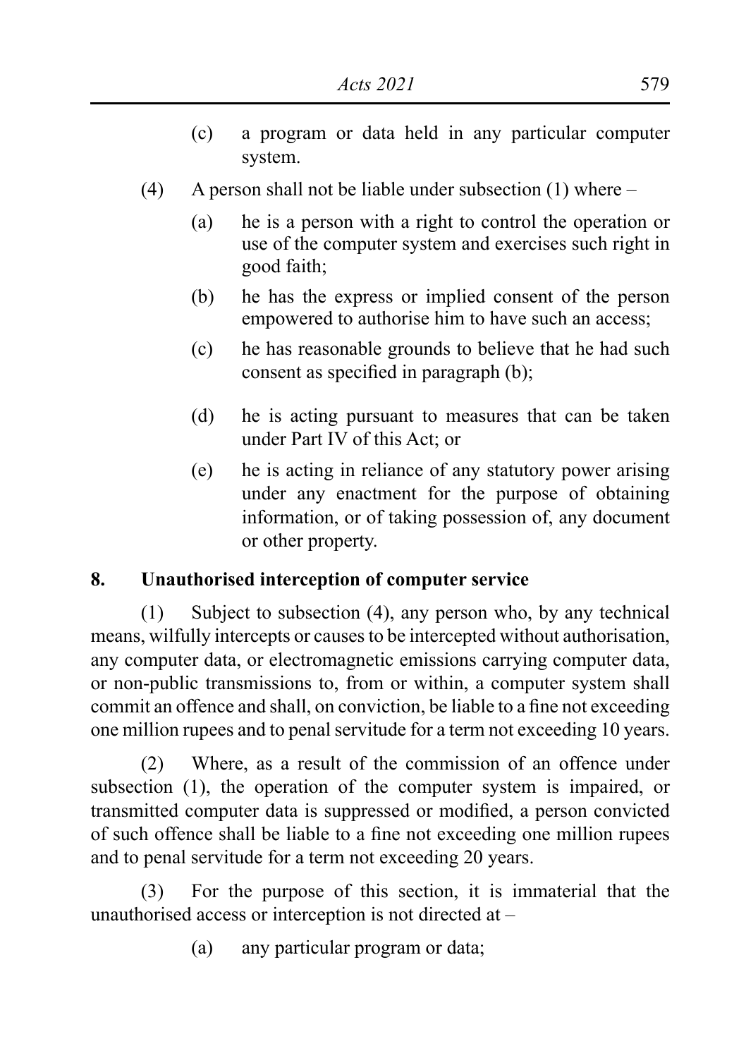(c) a program or data held in any particular computer system.

(4) A person shall not be liable under subsection (1) where –

(a) he is a person with a right to control the operation or use of the computer system and exercises such right in good faith;

(b) he has the express or implied consent of the person empowered to authorise him to have such an access;

(c) he has reasonable grounds to believe that he had such consent as specified in paragraph (b);

(d) he is acting pursuant to measures that can be taken under Part IV of this Act; or

(e) he is acting in reliance of any statutory power arising under any enactment for the purpose of obtaining information, or of taking possession of, any document or other property.

**8. Unauthorised interception of computer service**

(1) Subject to subsection (4), any person who, by any technical means, wilfully intercepts or causes to be intercepted without authorisation, any computer data, or electromagnetic emissions carrying computer data, or non-public transmissions to, from or within, a computer system shall commit an offence and shall, on conviction, be liable to a fine not exceeding one million rupees and to penal servitude for a term not exceeding 10 years.

(2) Where, as a result of the commission of an offence under subsection (1), the operation of the computer system is impaired, or transmitted computer data is suppressed or modified, a person convicted of such offence shall be liable to a fine not exceeding one million rupees and to penal servitude for a term not exceeding 20 years.

(3) For the purpose of this section, it is immaterial that the unauthorised access or interception is not directed at –

(a) any particular program or data;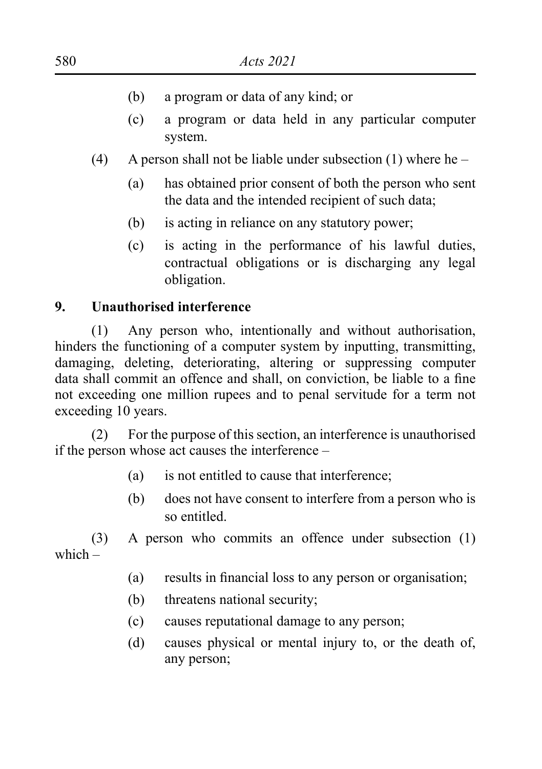(b) a program or data of any kind; or

(c) a program or data held in any particular computer system.

(4) A person shall not be liable under subsection (1) where he –

(a) has obtained prior consent of both the person who sent the data and the intended recipient of such data;

(b) is acting in reliance on any statutory power;

(c) is acting in the performance of his lawful duties, contractual obligations or is discharging any legal obligation.

**9. Unauthorised interference**

(1) Any person who, intentionally and without authorisation, hinders the functioning of a computer system by inputting, transmitting, damaging, deleting, deteriorating, altering or suppressing computer data shall commit an offence and shall, on conviction, be liable to a fine not exceeding one million rupees and to penal servitude for a term not exceeding 10 years.

(2) For the purpose of this section, an interference is unauthorised if the person whose act causes the interference –

(a) is not entitled to cause that interference;

(b) does not have consent to interfere from a person who is so entitled.

(3) A person who commits an offence under subsection (1) which –

(a) results in financial loss to any person or organisation;

(b) threatens national security;

(c) causes reputational damage to any person;

(d) causes physical or mental injury to, or the death of, any person;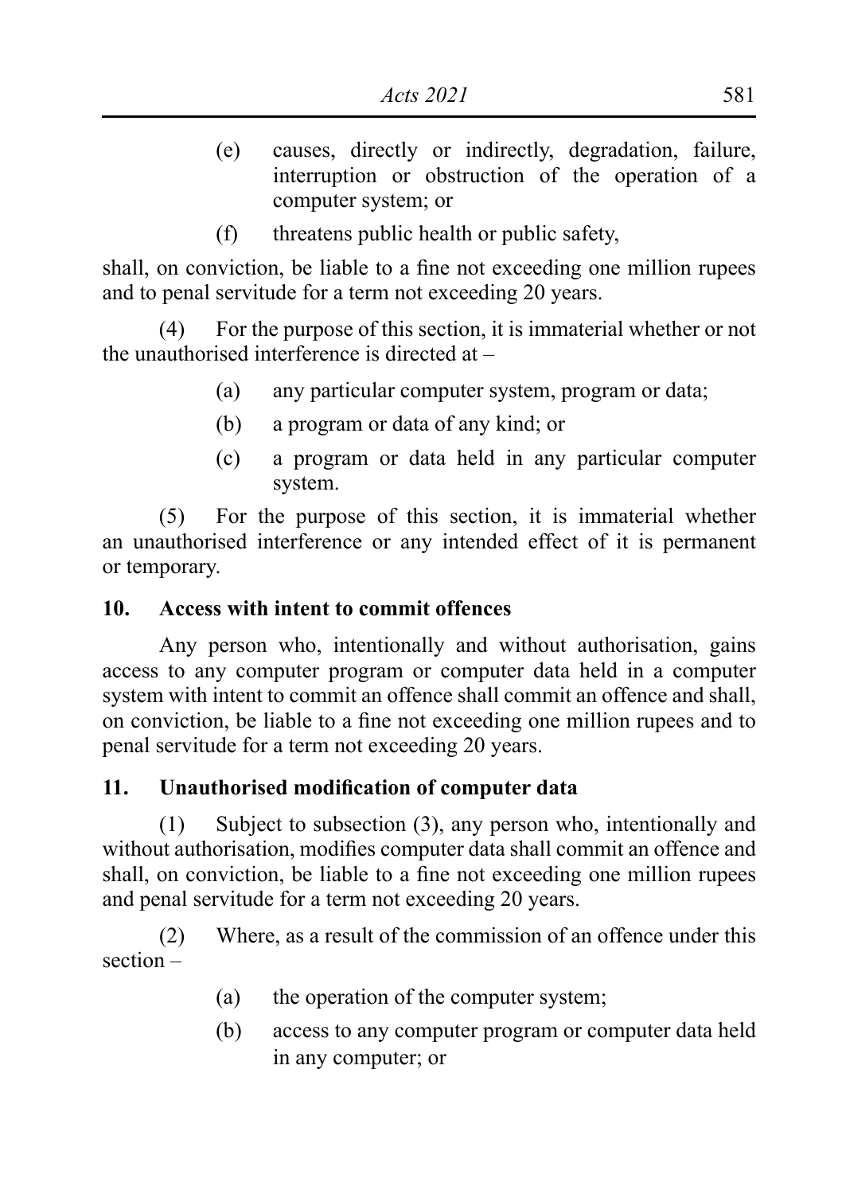(e) causes, directly or indirectly, degradation, failure, interruption or obstruction of the operation of a computer system; or

(f) threatens public health or public safety,

shall, on conviction, be liable to a fine not exceeding one million rupees and to penal servitude for a term not exceeding 20 years.

(4) For the purpose of this section, it is immaterial whether or not the unauthorised interference is directed at –

(a) any particular computer system, program or data;

(b) a program or data of any kind; or

(c) a program or data held in any particular computer system.

(5) For the purpose of this section, it is immaterial whether an unauthorised interference or any intended effect of it is permanent or temporary.

**10. Access with intent to commit offences**

Any person who, intentionally and without authorisation, gains access to any computer program or computer data held in a computer system with intent to commit an offence shall commit an offence and shall, on conviction, be liable to a fine not exceeding one million rupees and to penal servitude for a term not exceeding 20 years.

**11. Unauthorised modification of computer data**

(1) Subject to subsection (3), any person who, intentionally and without authorisation, modifies computer data shall commit an offence and shall, on conviction, be liable to a fine not exceeding one million rupees and penal servitude for a term not exceeding 20 years.

(2) Where, as a result of the commission of an offence under this section –

(a) the operation of the computer system;

(b) access to any computer program or computer data held in any computer; or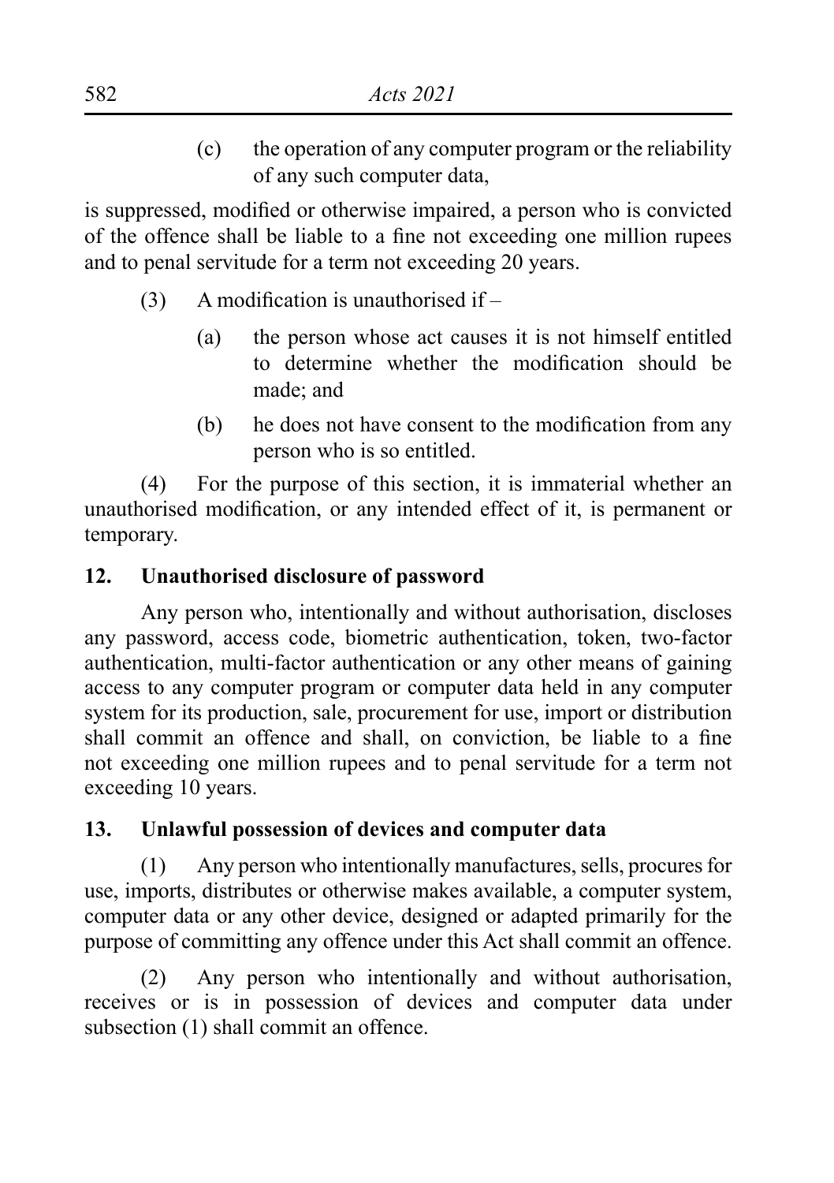(c) the operation of any computer program or the reliability of any such computer data,

is suppressed, modified or otherwise impaired, a person who is convicted of the offence shall be liable to a fine not exceeding one million rupees and to penal servitude for a term not exceeding 20 years.

(3) A modification is unauthorised if –

(a) the person whose act causes it is not himself entitled to determine whether the modification should be made; and

(b) he does not have consent to the modification from any person who is so entitled.

(4) For the purpose of this section, it is immaterial whether an unauthorised modification, or any intended effect of it, is permanent or temporary.

**12. Unauthorised disclosure of password**

Any person who, intentionally and without authorisation, discloses any password, access code, biometric authentication, token, two-factor authentication, multi-factor authentication or any other means of gaining access to any computer program or computer data held in any computer system for its production, sale, procurement for use, import or distribution shall commit an offence and shall, on conviction, be liable to a fine not exceeding one million rupees and to penal servitude for a term not exceeding 10 years.

**13. Unlawful possession of devices and computer data**

(1) Any person who intentionally manufactures, sells, procures for use, imports, distributes or otherwise makes available, a computer system, computer data or any other device, designed or adapted primarily for the purpose of committing any offence under this Act shall commit an offence.

(2) Any person who intentionally and without authorisation, receives or is in possession of devices and computer data under subsection (1) shall commit an offence.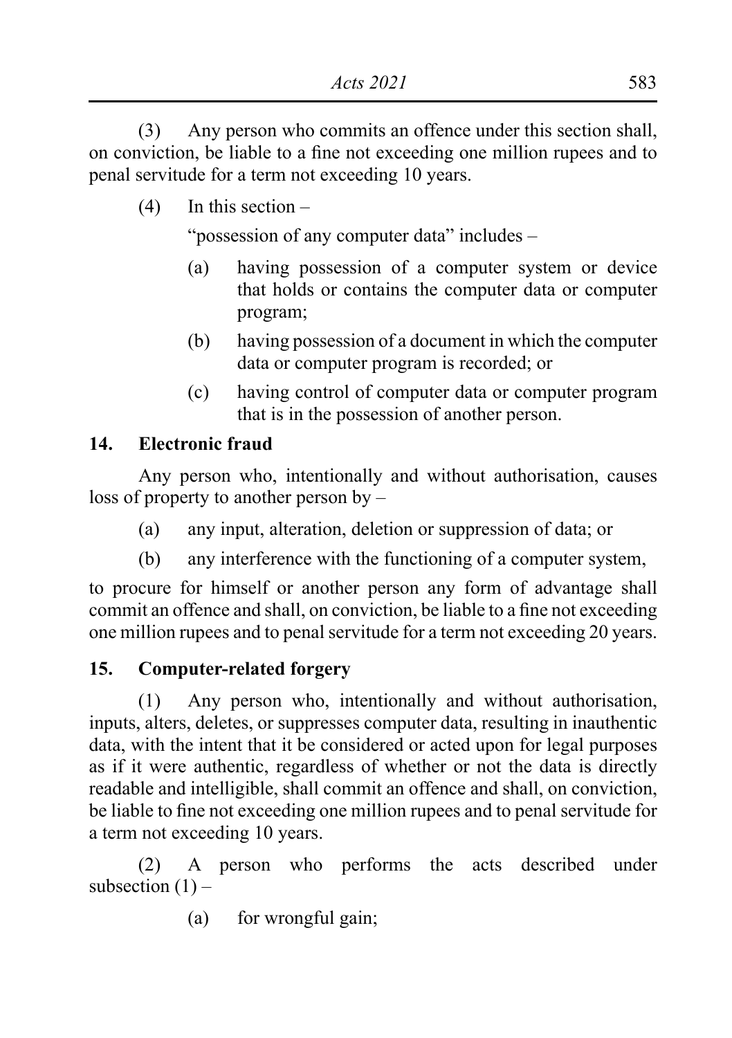(3) Any person who commits an offence under this section shall, on conviction, be liable to a fine not exceeding one million rupees and to penal servitude for a term not exceeding 10 years.

(4) In this section –

"possession of any computer data" includes –

(a) having possession of a computer system or device that holds or contains the computer data or computer program;

(b) having possession of a document in which the computer data or computer program is recorded; or

(c) having control of computer data or computer program that is in the possession of another person.

## 14. Electronic fraud

Any person who, intentionally and without authorisation, causes loss of property to another person by –

(a) any input, alteration, deletion or suppression of data; or

(b) any interference with the functioning of a computer system,

to procure for himself or another person any form of advantage shall commit an offence and shall, on conviction, be liable to a fine not exceeding one million rupees and to penal servitude for a term not exceeding 20 years.

## 15. Computer-related forgery

(1) Any person who, intentionally and without authorisation, inputs, alters, deletes, or suppresses computer data, resulting in inauthentic data, with the intent that it be considered or acted upon for legal purposes as if it were authentic, regardless of whether or not the data is directly readable and intelligible, shall commit an offence and shall, on conviction, be liable to fine not exceeding one million rupees and to penal servitude for a term not exceeding 10 years.

(2) A person who performs the acts described under subsection (1) –

(a) for wrongful gain;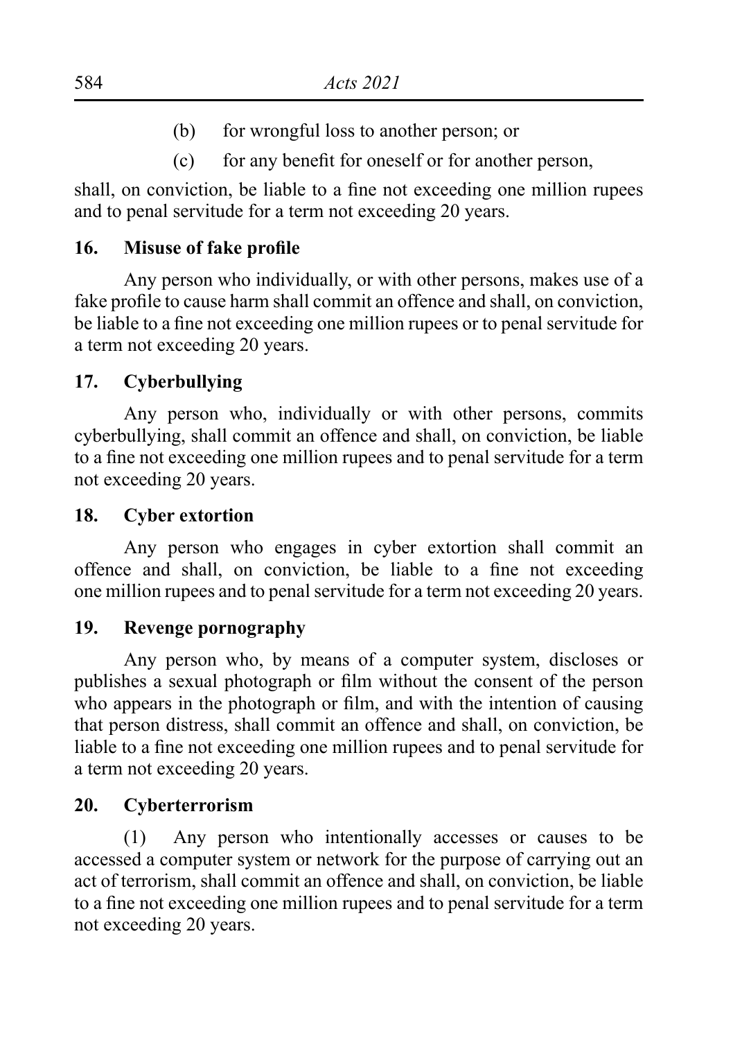(b) for wrongful loss to another person; or

(c) for any benefit for oneself or for another person,

shall, on conviction, be liable to a fine not exceeding one million rupees and to penal servitude for a term not exceeding 20 years.

**16. Misuse of fake profile**

Any person who individually, or with other persons, makes use of a fake profile to cause harm shall commit an offence and shall, on conviction, be liable to a fine not exceeding one million rupees or to penal servitude for a term not exceeding 20 years.

**17. Cyberbullying**

Any person who, individually or with other persons, commits cyberbullying, shall commit an offence and shall, on conviction, be liable to a fine not exceeding one million rupees and to penal servitude for a term not exceeding 20 years.

**18. Cyber extortion**

Any person who engages in cyber extortion shall commit an offence and shall, on conviction, be liable to a fine not exceeding one million rupees and to penal servitude for a term not exceeding 20 years.

**19. Revenge pornography**

Any person who, by means of a computer system, discloses or publishes a sexual photograph or film without the consent of the person who appears in the photograph or film, and with the intention of causing that person distress, shall commit an offence and shall, on conviction, be liable to a fine not exceeding one million rupees and to penal servitude for a term not exceeding 20 years.

**20. Cyberterrorism**

(1) Any person who intentionally accesses or causes to be accessed a computer system or network for the purpose of carrying out an act of terrorism, shall commit an offence and shall, on conviction, be liable to a fine not exceeding one million rupees and to penal servitude for a term not exceeding 20 years.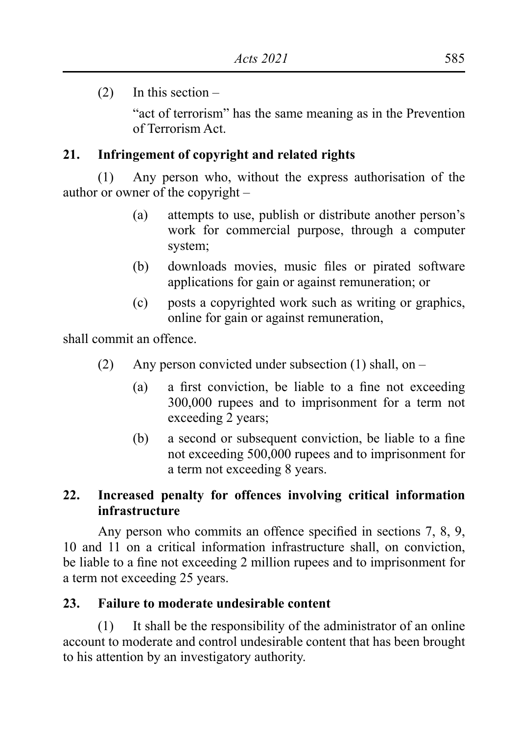(2) In this section –

"act of terrorism" has the same meaning as in the Prevention of Terrorism Act.

**21. Infringement of copyright and related rights**

(1) Any person who, without the express authorisation of the author or owner of the copyright –

(a) attempts to use, publish or distribute another person's work for commercial purpose, through a computer system;

(b) downloads movies, music files or pirated software applications for gain or against remuneration; or

(c) posts a copyrighted work such as writing or graphics, online for gain or against remuneration,

shall commit an offence.

(2) Any person convicted under subsection (1) shall, on –

(a) a first conviction, be liable to a fine not exceeding 300,000 rupees and to imprisonment for a term not exceeding 2 years;

(b) a second or subsequent conviction, be liable to a fine not exceeding 500,000 rupees and to imprisonment for a term not exceeding 8 years.

**22. Increased penalty for offences involving critical information infrastructure**

Any person who commits an offence specified in sections 7, 8, 9, 10 and 11 on a critical information infrastructure shall, on conviction, be liable to a fine not exceeding 2 million rupees and to imprisonment for a term not exceeding 25 years.

**23. Failure to moderate undesirable content**

(1) It shall be the responsibility of the administrator of an online account to moderate and control undesirable content that has been brought to his attention by an investigatory authority.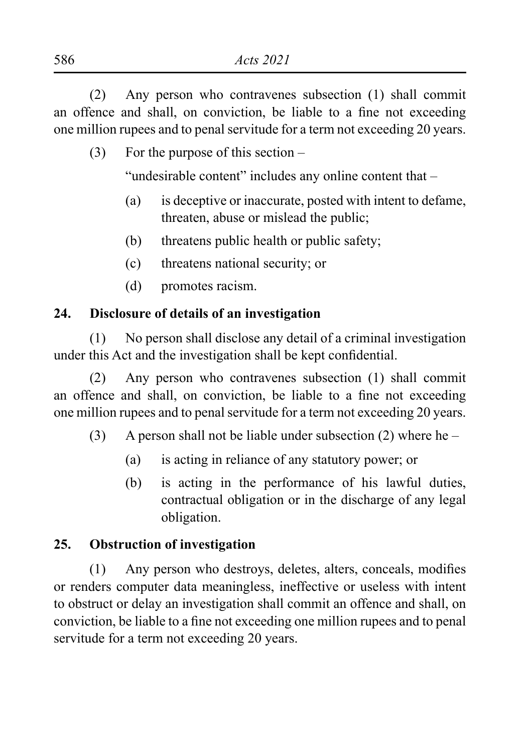(2) Any person who contravenes subsection (1) shall commit an offence and shall, on conviction, be liable to a fine not exceeding one million rupees and to penal servitude for a term not exceeding 20 years.

(3) For the purpose of this section –

"undesirable content" includes any online content that –

(a) is deceptive or inaccurate, posted with intent to defame, threaten, abuse or mislead the public;

(b) threatens public health or public safety;

(c) threatens national security; or

(d) promotes racism.

**24. Disclosure of details of an investigation**

(1) No person shall disclose any detail of a criminal investigation under this Act and the investigation shall be kept confidential.

(2) Any person who contravenes subsection (1) shall commit an offence and shall, on conviction, be liable to a fine not exceeding one million rupees and to penal servitude for a term not exceeding 20 years.

(3) A person shall not be liable under subsection (2) where he –

(a) is acting in reliance of any statutory power; or

(b) is acting in the performance of his lawful duties, contractual obligation or in the discharge of any legal obligation.

**25. Obstruction of investigation**

(1) Any person who destroys, deletes, alters, conceals, modifies or renders computer data meaningless, ineffective or useless with intent to obstruct or delay an investigation shall commit an offence and shall, on conviction, be liable to a fine not exceeding one million rupees and to penal servitude for a term not exceeding 20 years.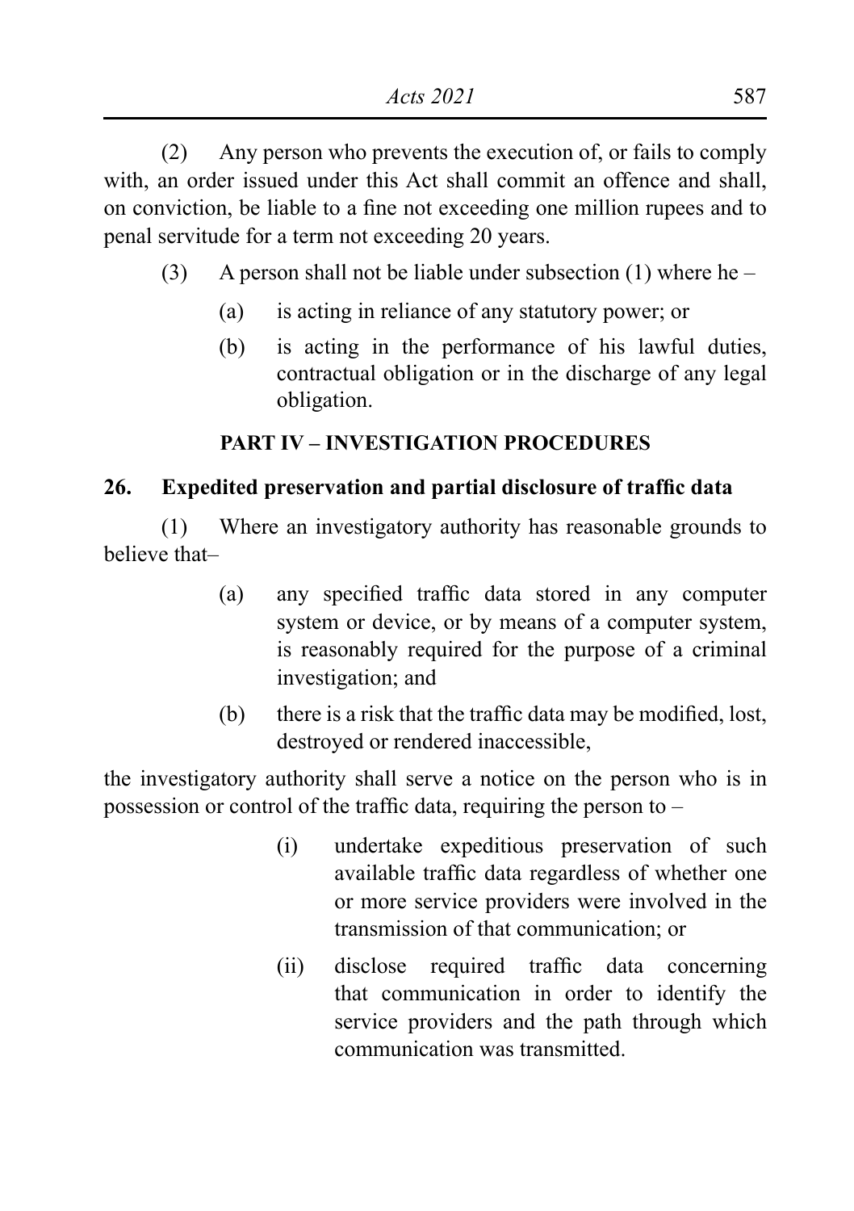(2) Any person who prevents the execution of, or fails to comply with, an order issued under this Act shall commit an offence and shall, on conviction, be liable to a fine not exceeding one million rupees and to penal servitude for a term not exceeding 20 years.

(3) A person shall not be liable under subsection (1) where he –

(a) is acting in reliance of any statutory power; or

(b) is acting in the performance of his lawful duties, contractual obligation or in the discharge of any legal obligation.

## PART IV – INVESTIGATION PROCEDURES

### 26. Expedited preservation and partial disclosure of traffic data

(1) Where an investigatory authority has reasonable grounds to believe that–

(a) any specified traffic data stored in any computer system or device, or by means of a computer system, is reasonably required for the purpose of a criminal investigation; and

(b) there is a risk that the traffic data may be modified, lost, destroyed or rendered inaccessible,

the investigatory authority shall serve a notice on the person who is in possession or control of the traffic data, requiring the person to –

(i) undertake expeditious preservation of such available traffic data regardless of whether one or more service providers were involved in the transmission of that communication; or

(ii) disclose required traffic data concerning that communication in order to identify the service providers and the path through which communication was transmitted.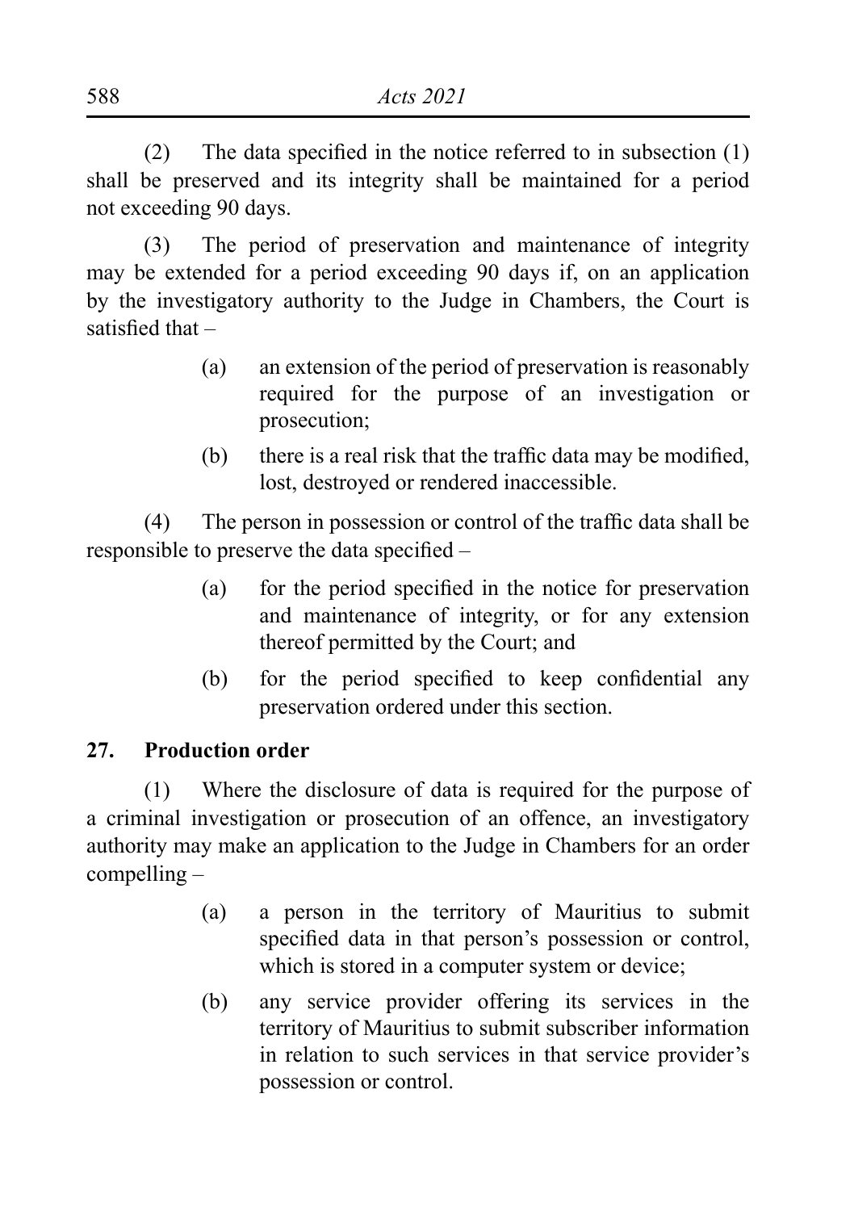(2) The data specified in the notice referred to in subsection (1) shall be preserved and its integrity shall be maintained for a period not exceeding 90 days.

(3) The period of preservation and maintenance of integrity may be extended for a period exceeding 90 days if, on an application by the investigatory authority to the Judge in Chambers, the Court is satisfied that –

- (a) an extension of the period of preservation is reasonably required for the purpose of an investigation or prosecution;
- (b) there is a real risk that the traffic data may be modified, lost, destroyed or rendered inaccessible.

(4) The person in possession or control of the traffic data shall be responsible to preserve the data specified –

- (a) for the period specified in the notice for preservation and maintenance of integrity, or for any extension thereof permitted by the Court; and
- (b) for the period specified to keep confidential any preservation ordered under this section.

### 27. Production order

(1) Where the disclosure of data is required for the purpose of a criminal investigation or prosecution of an offence, an investigatory authority may make an application to the Judge in Chambers for an order compelling –

- (a) a person in the territory of Mauritius to submit specified data in that person's possession or control, which is stored in a computer system or device;
- (b) any service provider offering its services in the territory of Mauritius to submit subscriber information in relation to such services in that service provider's possession or control.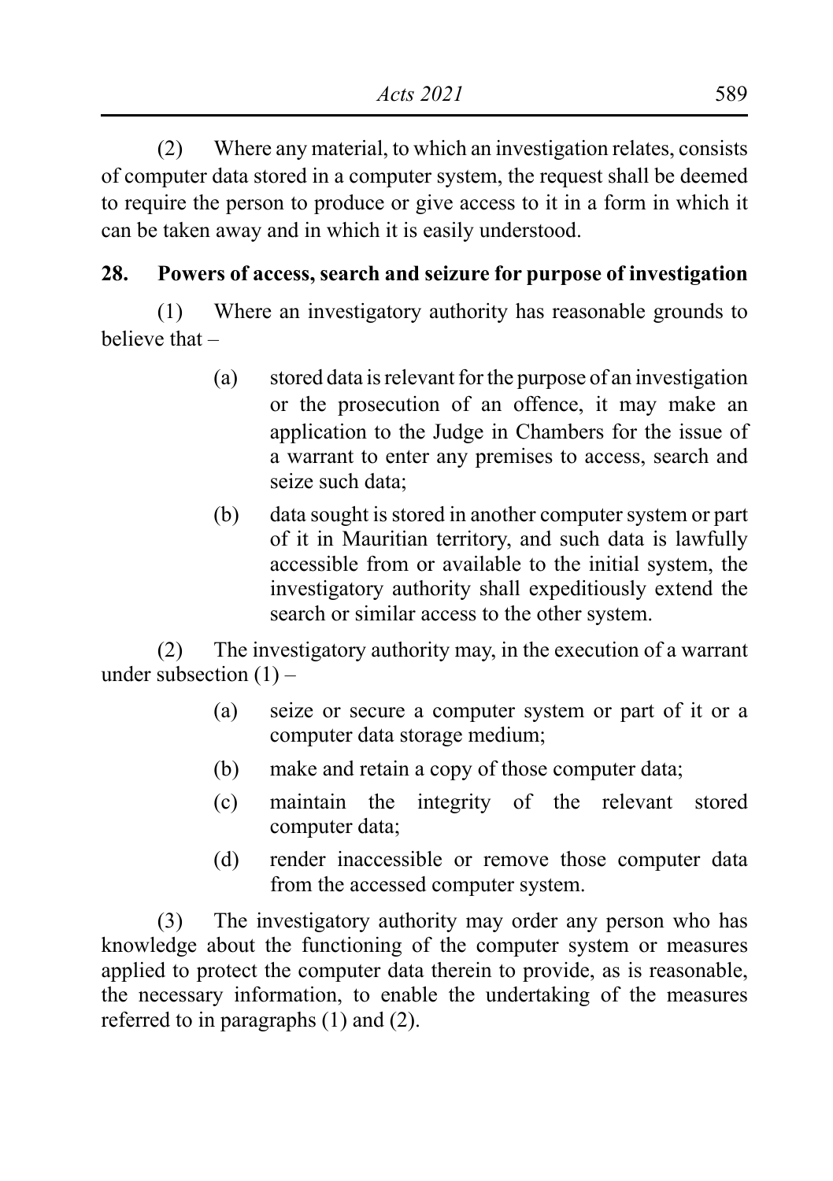(2) Where any material, to which an investigation relates, consists of computer data stored in a computer system, the request shall be deemed to require the person to produce or give access to it in a form in which it can be taken away and in which it is easily understood.

**28. Powers of access, search and seizure for purpose of investigation**

(1) Where an investigatory authority has reasonable grounds to believe that –

(a) stored data is relevant for the purpose of an investigation or the prosecution of an offence, it may make an application to the Judge in Chambers for the issue of a warrant to enter any premises to access, search and seize such data;

(b) data sought is stored in another computer system or part of it in Mauritian territory, and such data is lawfully accessible from or available to the initial system, the investigatory authority shall expeditiously extend the search or similar access to the other system.

(2) The investigatory authority may, in the execution of a warrant under subsection (1) –

(a) seize or secure a computer system or part of it or a computer data storage medium;

(b) make and retain a copy of those computer data;

(c) maintain the integrity of the relevant stored computer data;

(d) render inaccessible or remove those computer data from the accessed computer system.

(3) The investigatory authority may order any person who has knowledge about the functioning of the computer system or measures applied to protect the computer data therein to provide, as is reasonable, the necessary information, to enable the undertaking of the measures referred to in paragraphs (1) and (2).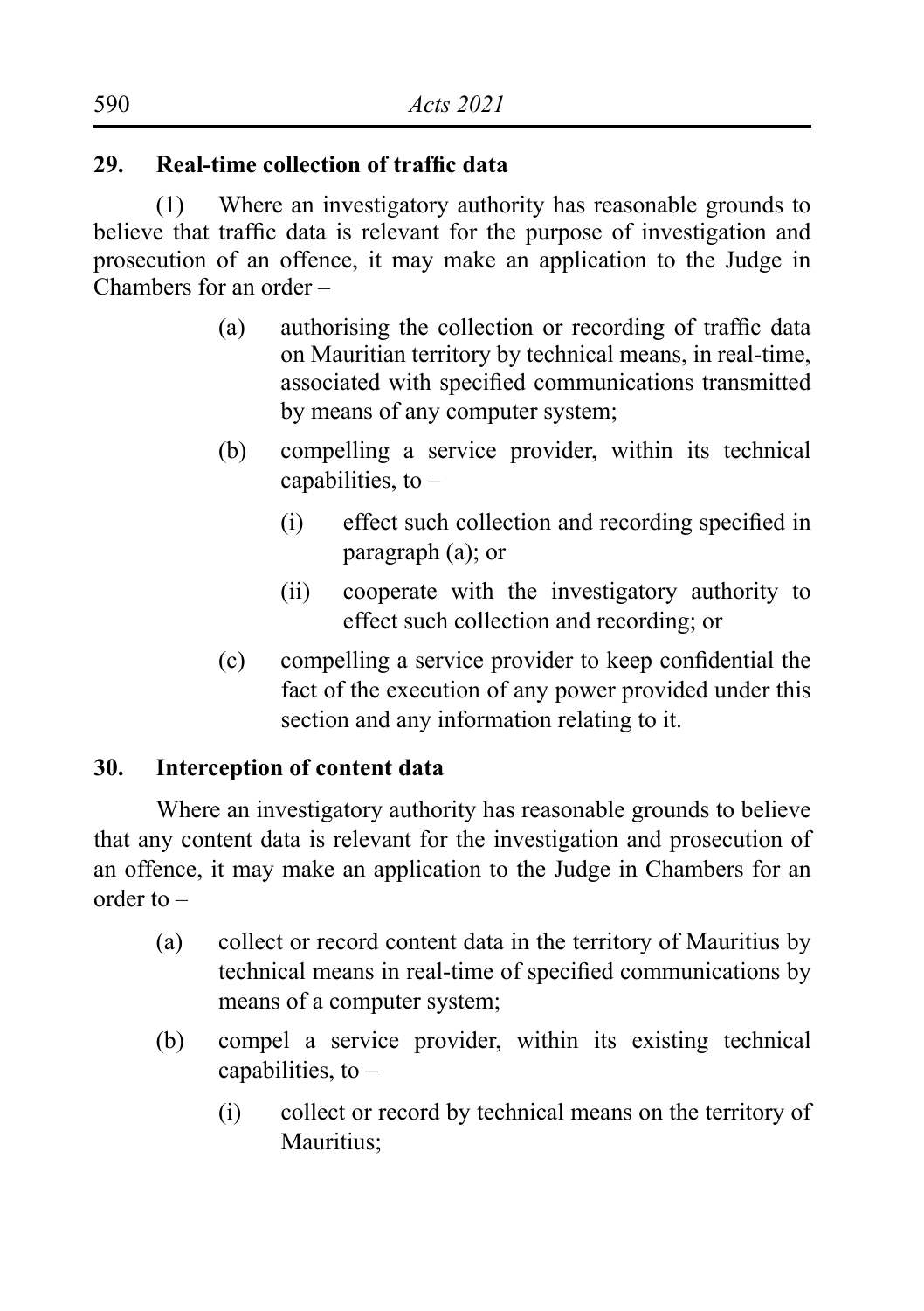**29. Real-time collection of traffic data**

(1) Where an investigatory authority has reasonable grounds to believe that traffic data is relevant for the purpose of investigation and prosecution of an offence, it may make an application to the Judge in Chambers for an order –

(a) authorising the collection or recording of traffic data on Mauritian territory by technical means, in real-time, associated with specified communications transmitted by means of any computer system;

(b) compelling a service provider, within its technical capabilities, to –

(i) effect such collection and recording specified in paragraph (a); or

(ii) cooperate with the investigatory authority to effect such collection and recording; or

(c) compelling a service provider to keep confidential the fact of the execution of any power provided under this section and any information relating to it.

**30. Interception of content data**

Where an investigatory authority has reasonable grounds to believe that any content data is relevant for the investigation and prosecution of an offence, it may make an application to the Judge in Chambers for an order to –

(a) collect or record content data in the territory of Mauritius by technical means in real-time of specified communications by means of a computer system;

(b) compel a service provider, within its existing technical capabilities, to –

(i) collect or record by technical means on the territory of Mauritius;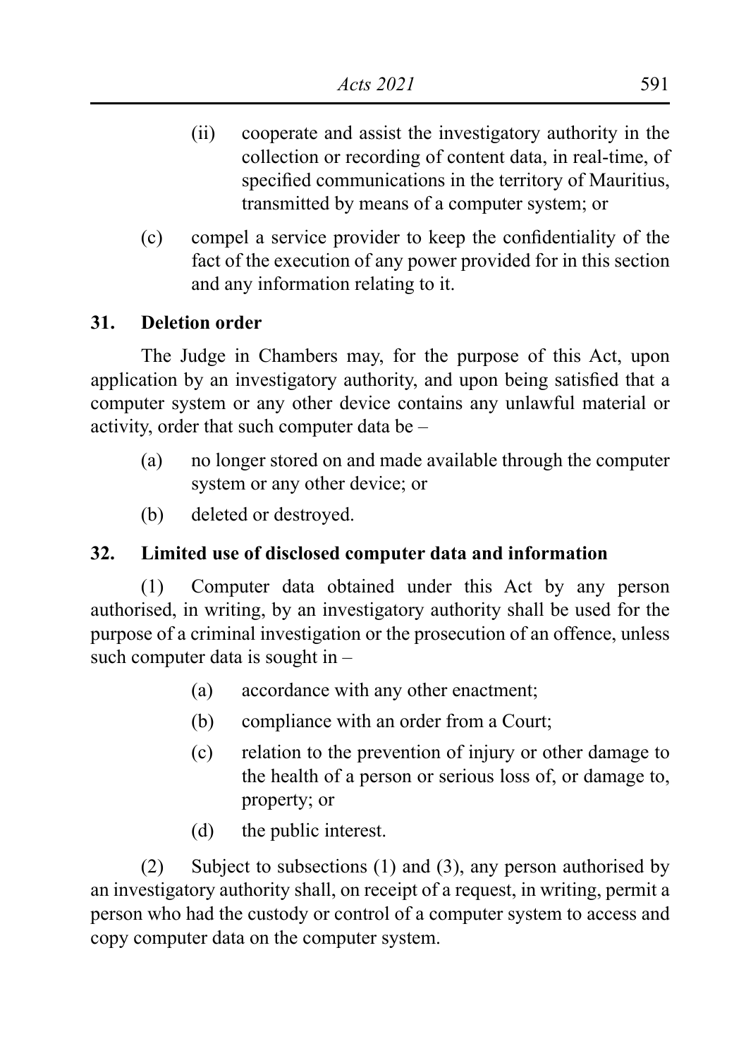(ii) cooperate and assist the investigatory authority in the collection or recording of content data, in real-time, of specified communications in the territory of Mauritius, transmitted by means of a computer system; or

(c) compel a service provider to keep the confidentiality of the fact of the execution of any power provided for in this section and any information relating to it.

**31. Deletion order**

The Judge in Chambers may, for the purpose of this Act, upon application by an investigatory authority, and upon being satisfied that a computer system or any other device contains any unlawful material or activity, order that such computer data be –

(a) no longer stored on and made available through the computer system or any other device; or

(b) deleted or destroyed.

**32. Limited use of disclosed computer data and information**

(1) Computer data obtained under this Act by any person authorised, in writing, by an investigatory authority shall be used for the purpose of a criminal investigation or the prosecution of an offence, unless such computer data is sought in –

(a) accordance with any other enactment;

(b) compliance with an order from a Court;

(c) relation to the prevention of injury or other damage to the health of a person or serious loss of, or damage to, property; or

(d) the public interest.

(2) Subject to subsections (1) and (3), any person authorised by an investigatory authority shall, on receipt of a request, in writing, permit a person who had the custody or control of a computer system to access and copy computer data on the computer system.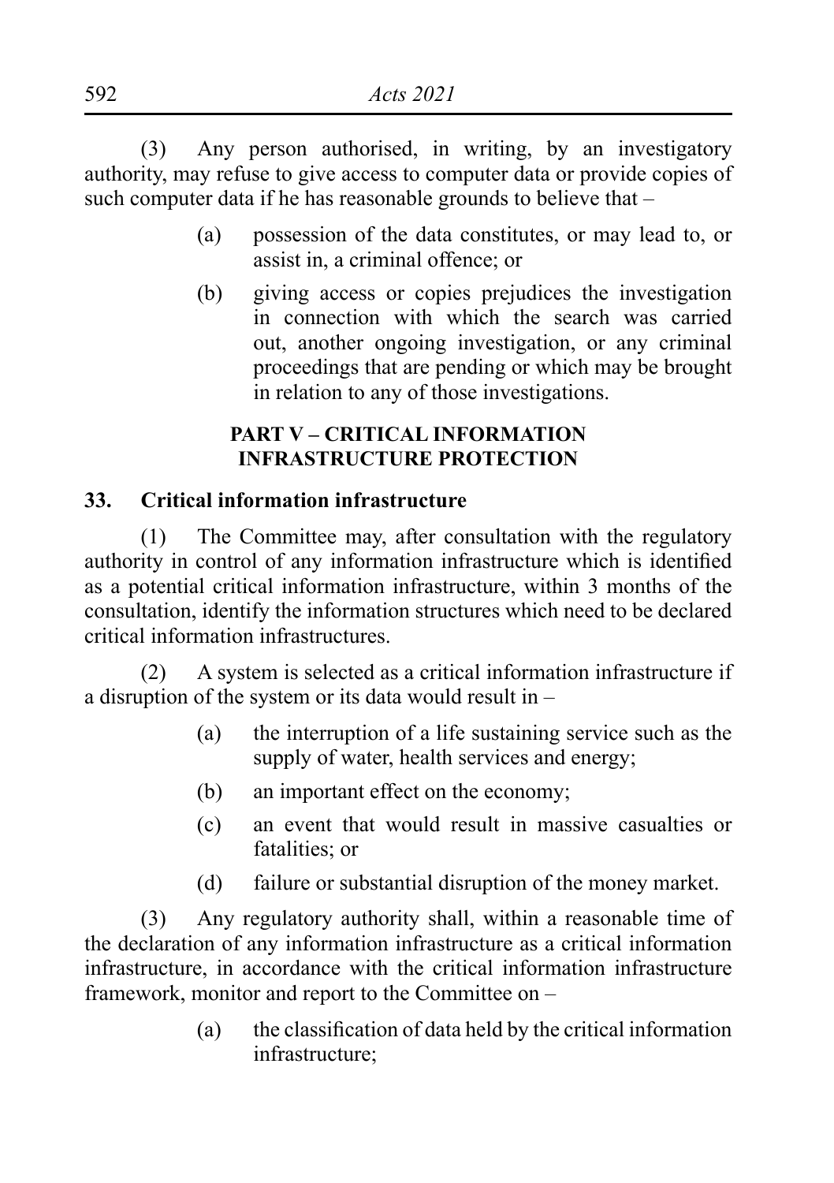(3) Any person authorised, in writing, by an investigatory authority, may refuse to give access to computer data or provide copies of such computer data if he has reasonable grounds to believe that –

(a) possession of the data constitutes, or may lead to, or assist in, a criminal offence; or

(b) giving access or copies prejudices the investigation in connection with which the search was carried out, another ongoing investigation, or any criminal proceedings that are pending or which may be brought in relation to any of those investigations.

## PART V – CRITICAL INFORMATION INFRASTRUCTURE PROTECTION

### 33. Critical information infrastructure

(1) The Committee may, after consultation with the regulatory authority in control of any information infrastructure which is identified as a potential critical information infrastructure, within 3 months of the consultation, identify the information structures which need to be declared critical information infrastructures.

(2) A system is selected as a critical information infrastructure if a disruption of the system or its data would result in –

(a) the interruption of a life sustaining service such as the supply of water, health services and energy;

(b) an important effect on the economy;

(c) an event that would result in massive casualties or fatalities; or

(d) failure or substantial disruption of the money market.

(3) Any regulatory authority shall, within a reasonable time of the declaration of any information infrastructure as a critical information infrastructure, in accordance with the critical information infrastructure framework, monitor and report to the Committee on –

(a) the classification of data held by the critical information infrastructure;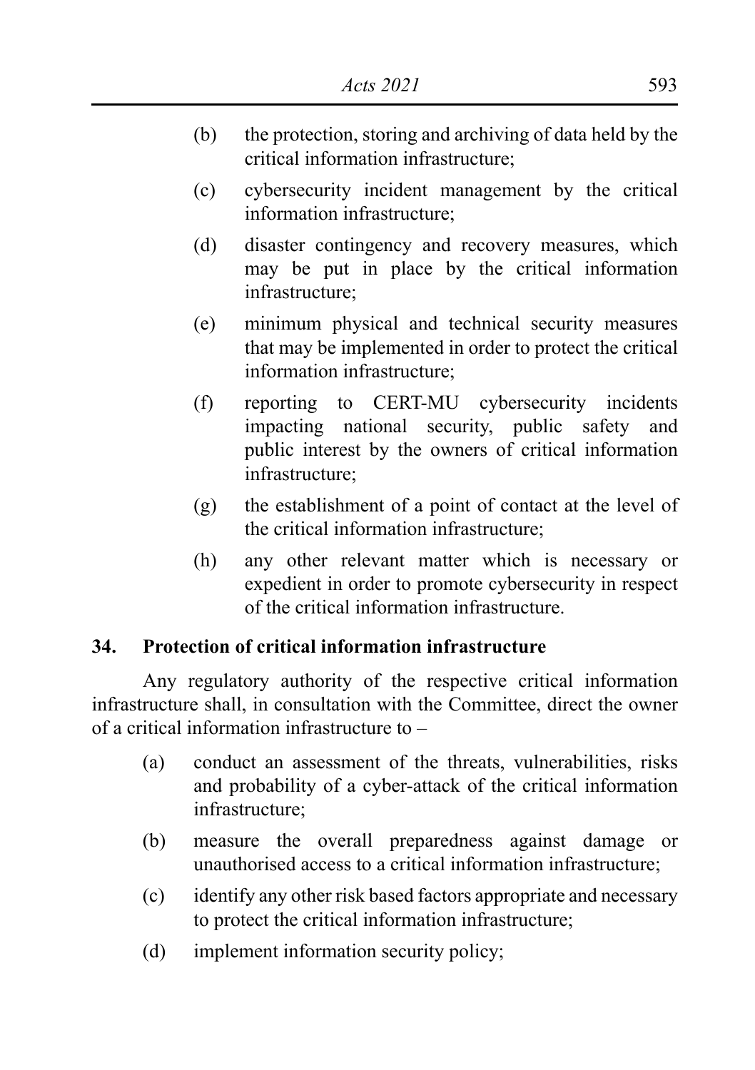(b) the protection, storing and archiving of data held by the critical information infrastructure;

(c) cybersecurity incident management by the critical information infrastructure;

(d) disaster contingency and recovery measures, which may be put in place by the critical information infrastructure;

(e) minimum physical and technical security measures that may be implemented in order to protect the critical information infrastructure;

(f) reporting to CERT-MU cybersecurity incidents impacting national security, public safety and public interest by the owners of critical information infrastructure;

(g) the establishment of a point of contact at the level of the critical information infrastructure;

(h) any other relevant matter which is necessary or expedient in order to promote cybersecurity in respect of the critical information infrastructure.

**34. Protection of critical information infrastructure**

Any regulatory authority of the respective critical information infrastructure shall, in consultation with the Committee, direct the owner of a critical information infrastructure to –

(a) conduct an assessment of the threats, vulnerabilities, risks and probability of a cyber-attack of the critical information infrastructure;

(b) measure the overall preparedness against damage or unauthorised access to a critical information infrastructure;

(c) identify any other risk based factors appropriate and necessary to protect the critical information infrastructure;

(d) implement information security policy;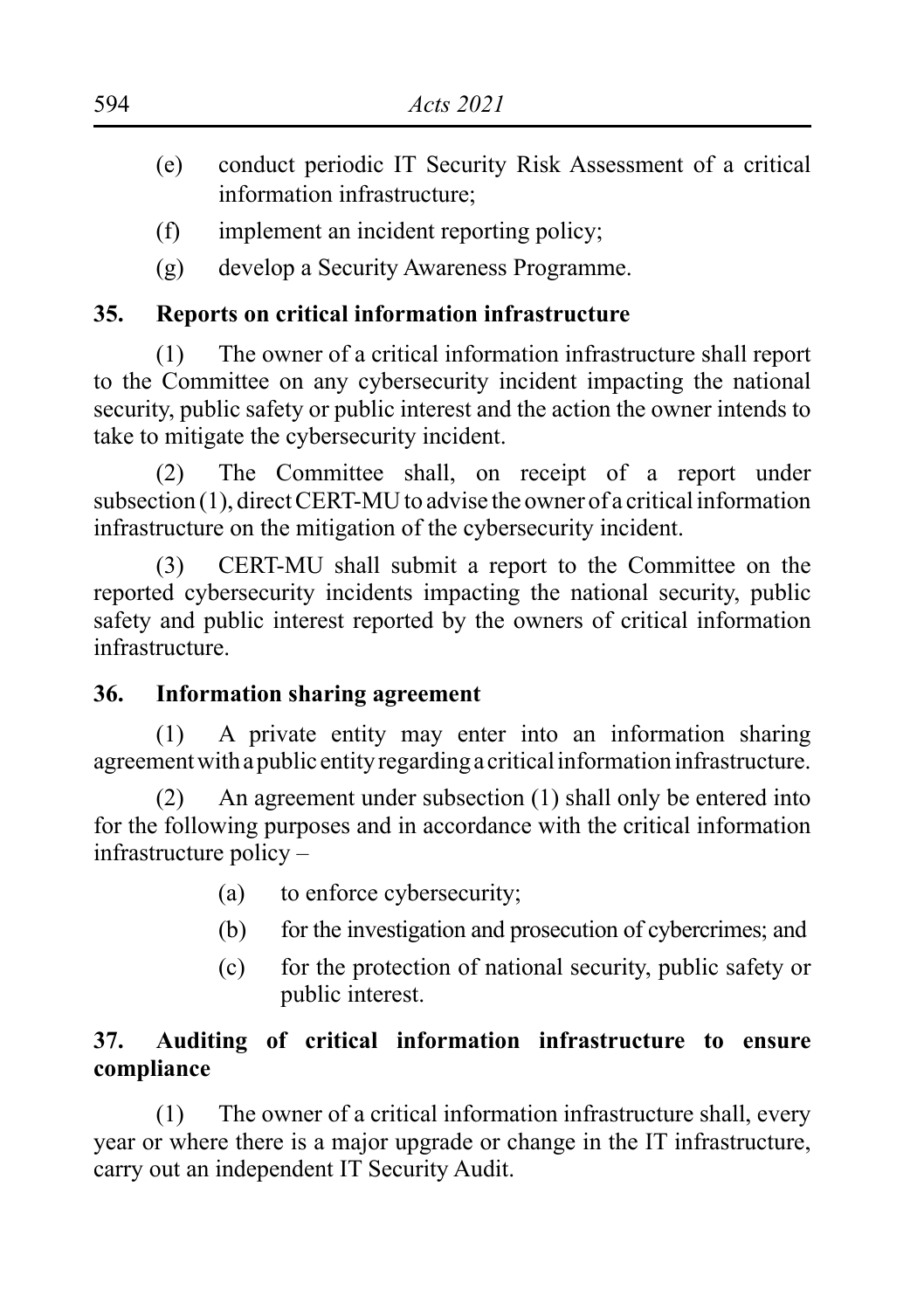(e) conduct periodic IT Security Risk Assessment of a critical information infrastructure;

(f) implement an incident reporting policy;

(g) develop a Security Awareness Programme.

**35. Reports on critical information infrastructure**

(1) The owner of a critical information infrastructure shall report to the Committee on any cybersecurity incident impacting the national security, public safety or public interest and the action the owner intends to take to mitigate the cybersecurity incident.

(2) The Committee shall, on receipt of a report under subsection (1), direct CERT-MU to advise the owner of a critical information infrastructure on the mitigation of the cybersecurity incident.

(3) CERT-MU shall submit a report to the Committee on the reported cybersecurity incidents impacting the national security, public safety and public interest reported by the owners of critical information infrastructure.

**36. Information sharing agreement**

(1) A private entity may enter into an information sharing agreement with a public entity regarding a critical information infrastructure.

(2) An agreement under subsection (1) shall only be entered into for the following purposes and in accordance with the critical information infrastructure policy –

(a) to enforce cybersecurity;

(b) for the investigation and prosecution of cybercrimes; and

(c) for the protection of national security, public safety or public interest.

**37. Auditing of critical information infrastructure to ensure compliance**

(1) The owner of a critical information infrastructure shall, every year or where there is a major upgrade or change in the IT infrastructure, carry out an independent IT Security Audit.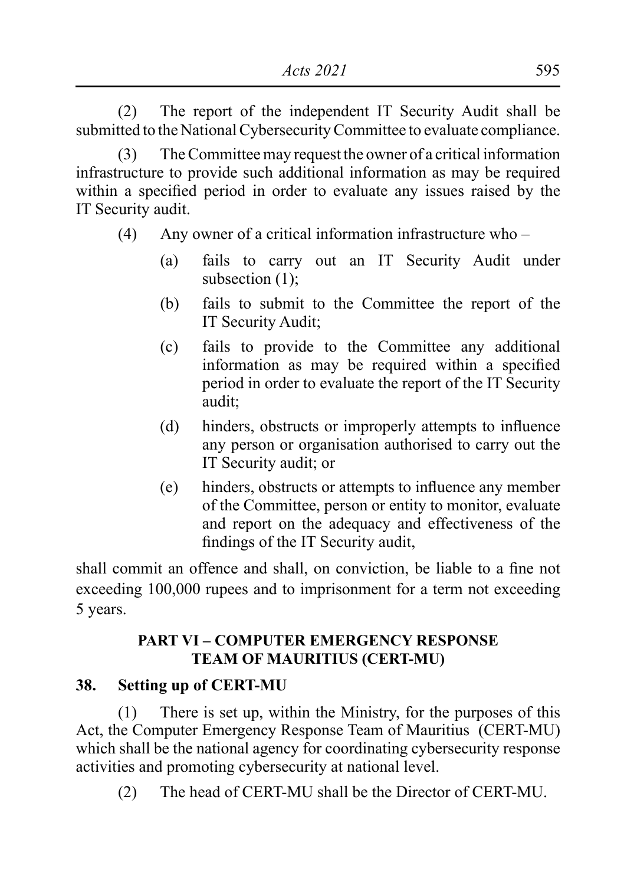(2) The report of the independent IT Security Audit shall be submitted to the National Cybersecurity Committee to evaluate compliance.

(3) The Committee may request the owner of a critical information infrastructure to provide such additional information as may be required within a specified period in order to evaluate any issues raised by the IT Security audit.

(4) Any owner of a critical information infrastructure who –

(a) fails to carry out an IT Security Audit under subsection (1);

(b) fails to submit to the Committee the report of the IT Security Audit;

(c) fails to provide to the Committee any additional information as may be required within a specified period in order to evaluate the report of the IT Security audit;

(d) hinders, obstructs or improperly attempts to influence any person or organisation authorised to carry out the IT Security audit; or

(e) hinders, obstructs or attempts to influence any member of the Committee, person or entity to monitor, evaluate and report on the adequacy and effectiveness of the findings of the IT Security audit,

shall commit an offence and shall, on conviction, be liable to a fine not exceeding 100,000 rupees and to imprisonment for a term not exceeding 5 years.

## PART VI – COMPUTER EMERGENCY RESPONSE TEAM OF MAURITIUS (CERT-MU)

### 38. Setting up of CERT-MU

(1) There is set up, within the Ministry, for the purposes of this Act, the Computer Emergency Response Team of Mauritius (CERT-MU) which shall be the national agency for coordinating cybersecurity response activities and promoting cybersecurity at national level.

(2) The head of CERT-MU shall be the Director of CERT-MU.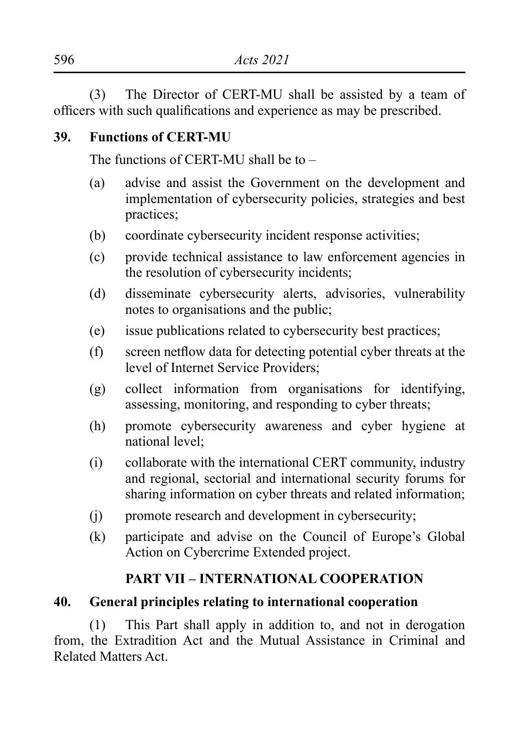(3) The Director of CERT-MU shall be assisted by a team of officers with such qualifications and experience as may be prescribed.

**39. Functions of CERT-MU**

The functions of CERT-MU shall be to –

(a) advise and assist the Government on the development and implementation of cybersecurity policies, strategies and best practices;

(b) coordinate cybersecurity incident response activities;

(c) provide technical assistance to law enforcement agencies in the resolution of cybersecurity incidents;

(d) disseminate cybersecurity alerts, advisories, vulnerability notes to organisations and the public;

(e) issue publications related to cybersecurity best practices;

(f) screen netflow data for detecting potential cyber threats at the level of Internet Service Providers;

(g) collect information from organisations for identifying, assessing, monitoring, and responding to cyber threats;

(h) promote cybersecurity awareness and cyber hygiene at national level;

(i) collaborate with the international CERT community, industry and regional, sectorial and international security forums for sharing information on cyber threats and related information;

(j) promote research and development in cybersecurity;

(k) participate and advise on the Council of Europe's Global Action on Cybercrime Extended project.

## PART VII – INTERNATIONAL COOPERATION

**40. General principles relating to international cooperation**

(1) This Part shall apply in addition to, and not in derogation from, the Extradition Act and the Mutual Assistance in Criminal and Related Matters Act.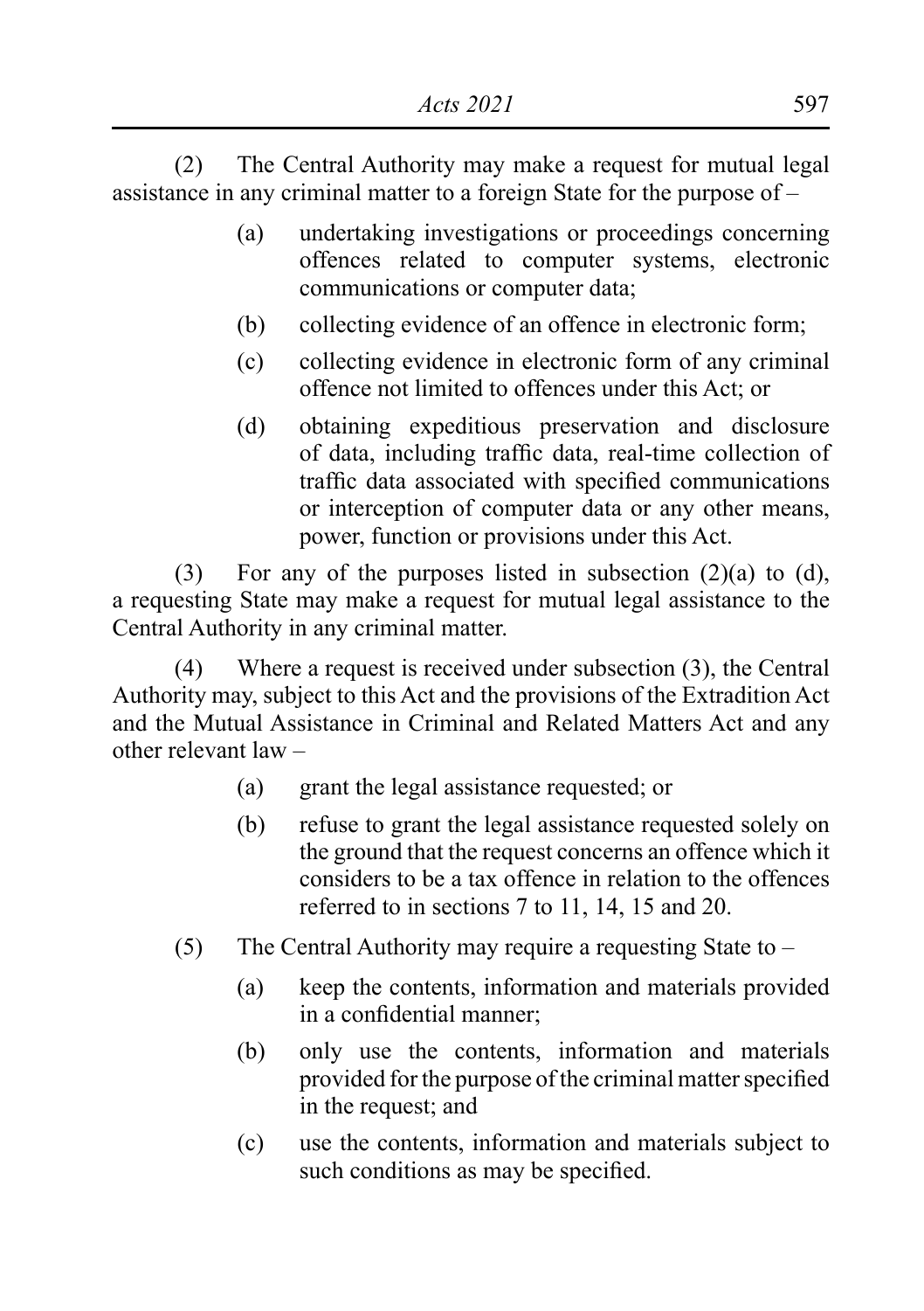(2) The Central Authority may make a request for mutual legal assistance in any criminal matter to a foreign State for the purpose of –

- (a) undertaking investigations or proceedings concerning offences related to computer systems, electronic communications or computer data;
- (b) collecting evidence of an offence in electronic form;
- (c) collecting evidence in electronic form of any criminal offence not limited to offences under this Act; or
- (d) obtaining expeditious preservation and disclosure of data, including traffic data, real-time collection of traffic data associated with specified communications or interception of computer data or any other means, power, function or provisions under this Act.

(3) For any of the purposes listed in subsection (2)(a) to (d), a requesting State may make a request for mutual legal assistance to the Central Authority in any criminal matter.

(4) Where a request is received under subsection (3), the Central Authority may, subject to this Act and the provisions of the Extradition Act and the Mutual Assistance in Criminal and Related Matters Act and any other relevant law –

- (a) grant the legal assistance requested; or
- (b) refuse to grant the legal assistance requested solely on the ground that the request concerns an offence which it considers to be a tax offence in relation to the offences referred to in sections 7 to 11, 14, 15 and 20.

(5) The Central Authority may require a requesting State to –

- (a) keep the contents, information and materials provided in a confidential manner;
- (b) only use the contents, information and materials provided for the purpose of the criminal matter specified in the request; and
- (c) use the contents, information and materials subject to such conditions as may be specified.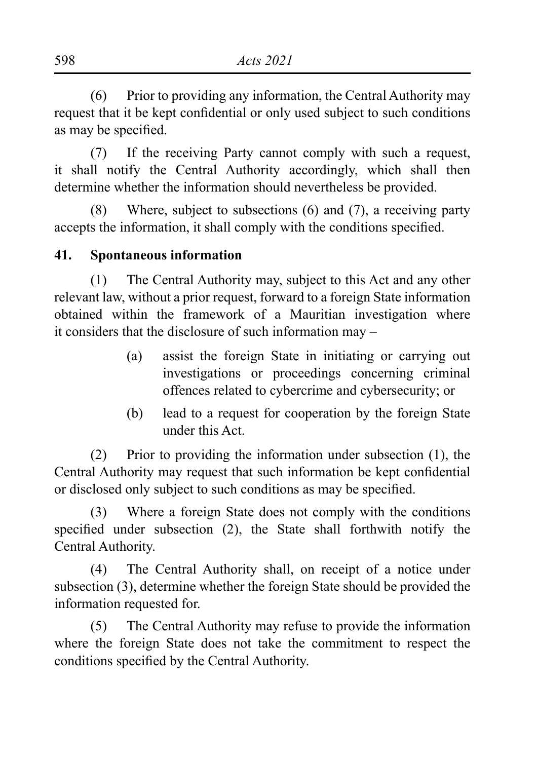(6) Prior to providing any information, the Central Authority may request that it be kept confidential or only used subject to such conditions as may be specified.

(7) If the receiving Party cannot comply with such a request, it shall notify the Central Authority accordingly, which shall then determine whether the information should nevertheless be provided.

(8) Where, subject to subsections (6) and (7), a receiving party accepts the information, it shall comply with the conditions specified.

**41. Spontaneous information**

(1) The Central Authority may, subject to this Act and any other relevant law, without a prior request, forward to a foreign State information obtained within the framework of a Mauritian investigation where it considers that the disclosure of such information may –

(a) assist the foreign State in initiating or carrying out investigations or proceedings concerning criminal offences related to cybercrime and cybersecurity; or

(b) lead to a request for cooperation by the foreign State under this Act.

(2) Prior to providing the information under subsection (1), the Central Authority may request that such information be kept confidential or disclosed only subject to such conditions as may be specified.

(3) Where a foreign State does not comply with the conditions specified under subsection (2), the State shall forthwith notify the Central Authority.

(4) The Central Authority shall, on receipt of a notice under subsection (3), determine whether the foreign State should be provided the information requested for.

(5) The Central Authority may refuse to provide the information where the foreign State does not take the commitment to respect the conditions specified by the Central Authority.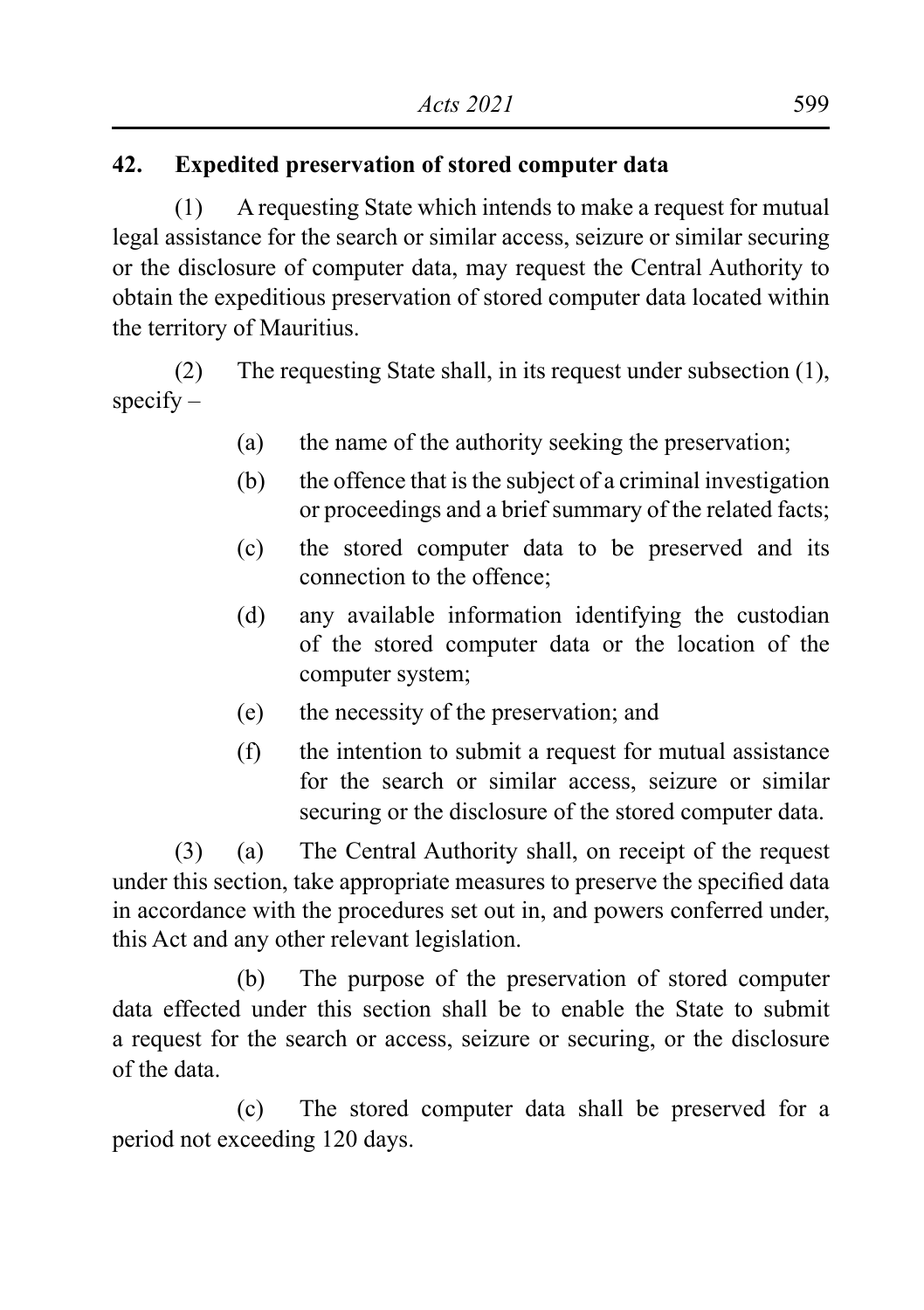**42. Expedited preservation of stored computer data**

(1) A requesting State which intends to make a request for mutual legal assistance for the search or similar access, seizure or similar securing or the disclosure of computer data, may request the Central Authority to obtain the expeditious preservation of stored computer data located within the territory of Mauritius.

(2) The requesting State shall, in its request under subsection (1), specify –

(a) the name of the authority seeking the preservation;

(b) the offence that is the subject of a criminal investigation or proceedings and a brief summary of the related facts;

(c) the stored computer data to be preserved and its connection to the offence;

(d) any available information identifying the custodian of the stored computer data or the location of the computer system;

(e) the necessity of the preservation; and

(f) the intention to submit a request for mutual assistance for the search or similar access, seizure or similar securing or the disclosure of the stored computer data.

(3) (a) The Central Authority shall, on receipt of the request under this section, take appropriate measures to preserve the specified data in accordance with the procedures set out in, and powers conferred under, this Act and any other relevant legislation.

(b) The purpose of the preservation of stored computer data effected under this section shall be to enable the State to submit a request for the search or access, seizure or securing, or the disclosure of the data.

(c) The stored computer data shall be preserved for a period not exceeding 120 days.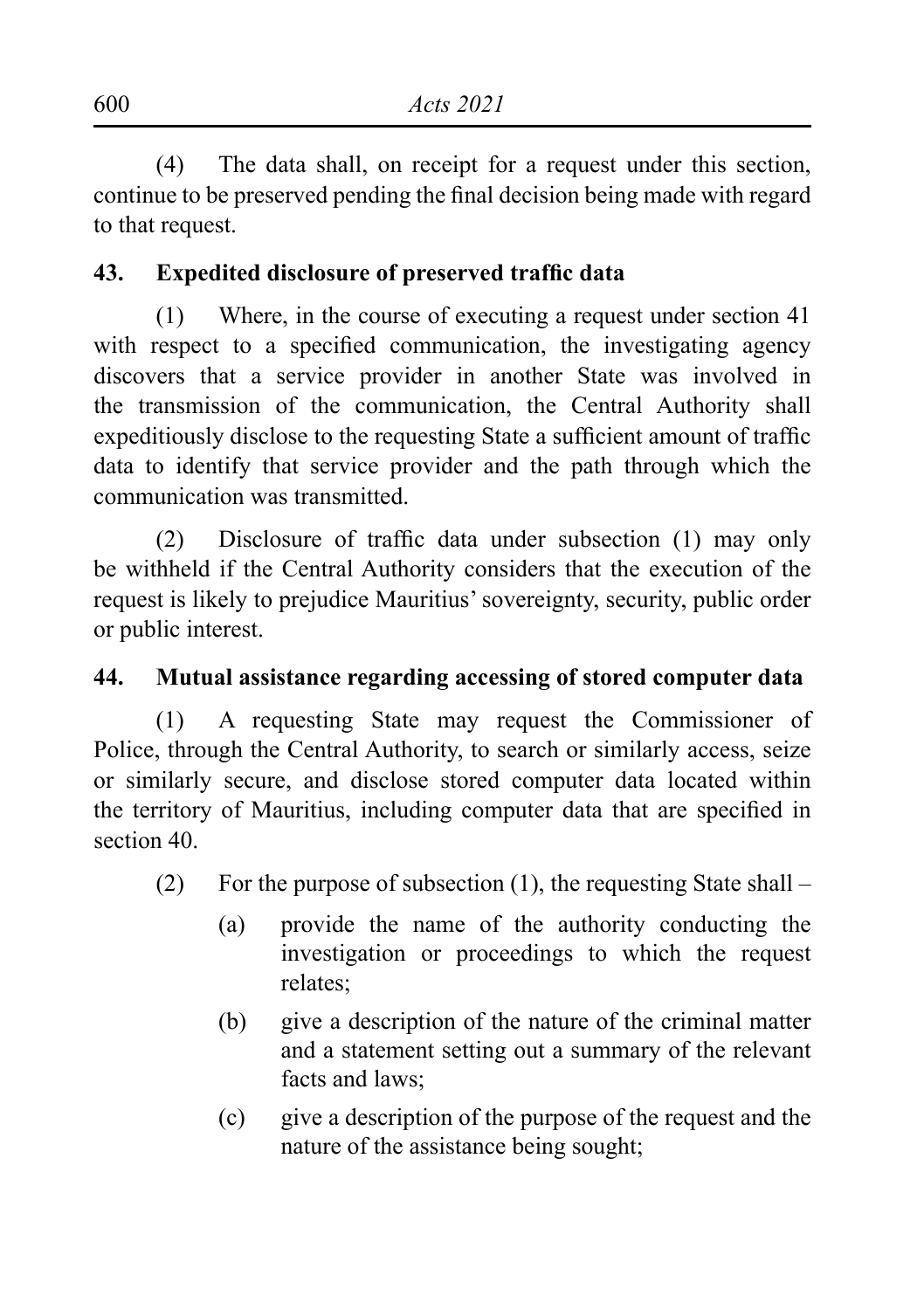(4) The data shall, on receipt for a request under this section, continue to be preserved pending the final decision being made with regard to that request.

**43. Expedited disclosure of preserved traffic data**

(1) Where, in the course of executing a request under section 41 with respect to a specified communication, the investigating agency discovers that a service provider in another State was involved in the transmission of the communication, the Central Authority shall expeditiously disclose to the requesting State a sufficient amount of traffic data to identify that service provider and the path through which the communication was transmitted.

(2) Disclosure of traffic data under subsection (1) may only be withheld if the Central Authority considers that the execution of the request is likely to prejudice Mauritius' sovereignty, security, public order or public interest.

**44. Mutual assistance regarding accessing of stored computer data**

(1) A requesting State may request the Commissioner of Police, through the Central Authority, to search or similarly access, seize or similarly secure, and disclose stored computer data located within the territory of Mauritius, including computer data that are specified in section 40.

(2) For the purpose of subsection (1), the requesting State shall –

(a) provide the name of the authority conducting the investigation or proceedings to which the request relates;

(b) give a description of the nature of the criminal matter and a statement setting out a summary of the relevant facts and laws;

(c) give a description of the purpose of the request and the nature of the assistance being sought;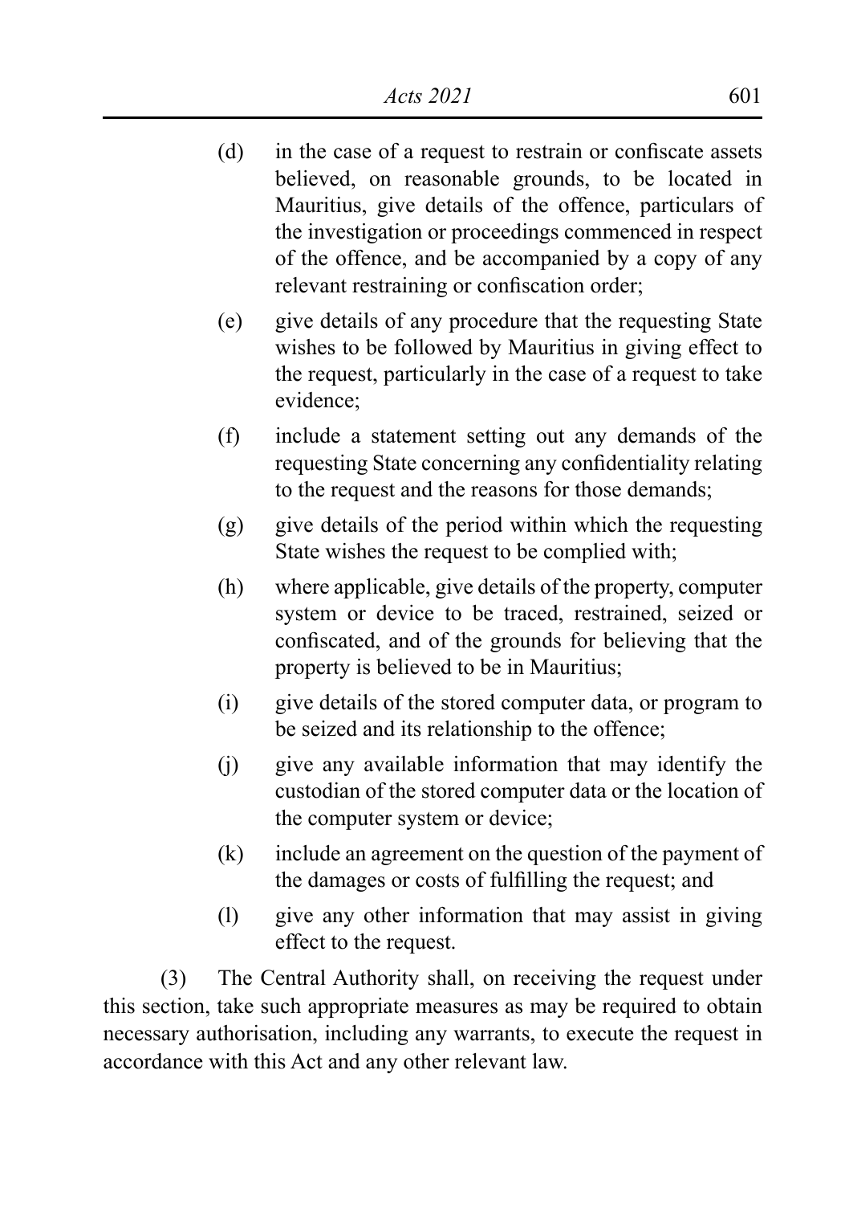(d) in the case of a request to restrain or confiscate assets believed, on reasonable grounds, to be located in Mauritius, give details of the offence, particulars of the investigation or proceedings commenced in respect of the offence, and be accompanied by a copy of any relevant restraining or confiscation order;

(e) give details of any procedure that the requesting State wishes to be followed by Mauritius in giving effect to the request, particularly in the case of a request to take evidence;

(f) include a statement setting out any demands of the requesting State concerning any confidentiality relating to the request and the reasons for those demands;

(g) give details of the period within which the requesting State wishes the request to be complied with;

(h) where applicable, give details of the property, computer system or device to be traced, restrained, seized or confiscated, and of the grounds for believing that the property is believed to be in Mauritius;

(i) give details of the stored computer data, or program to be seized and its relationship to the offence;

(j) give any available information that may identify the custodian of the stored computer data or the location of the computer system or device;

(k) include an agreement on the question of the payment of the damages or costs of fulfilling the request; and

(l) give any other information that may assist in giving effect to the request.

(3) The Central Authority shall, on receiving the request under this section, take such appropriate measures as may be required to obtain necessary authorisation, including any warrants, to execute the request in accordance with this Act and any other relevant law.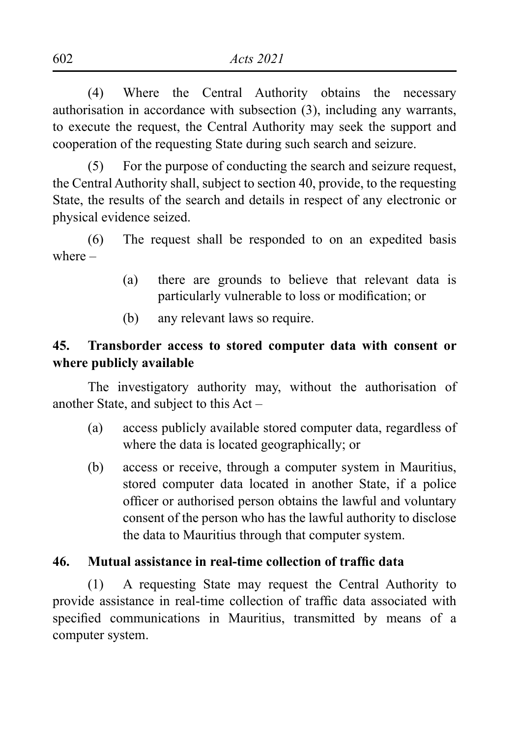(4) Where the Central Authority obtains the necessary authorisation in accordance with subsection (3), including any warrants, to execute the request, the Central Authority may seek the support and cooperation of the requesting State during such search and seizure.

(5) For the purpose of conducting the search and seizure request, the Central Authority shall, subject to section 40, provide, to the requesting State, the results of the search and details in respect of any electronic or physical evidence seized.

(6) The request shall be responded to on an expedited basis where –

> (a) there are grounds to believe that relevant data is particularly vulnerable to loss or modification; or
>
> (b) any relevant laws so require.

**45. Transborder access to stored computer data with consent or where publicly available**

The investigatory authority may, without the authorisation of another State, and subject to this Act –

> (a) access publicly available stored computer data, regardless of where the data is located geographically; or
>
> (b) access or receive, through a computer system in Mauritius, stored computer data located in another State, if a police officer or authorised person obtains the lawful and voluntary consent of the person who has the lawful authority to disclose the data to Mauritius through that computer system.

**46. Mutual assistance in real-time collection of traffic data**

(1) A requesting State may request the Central Authority to provide assistance in real-time collection of traffic data associated with specified communications in Mauritius, transmitted by means of a computer system.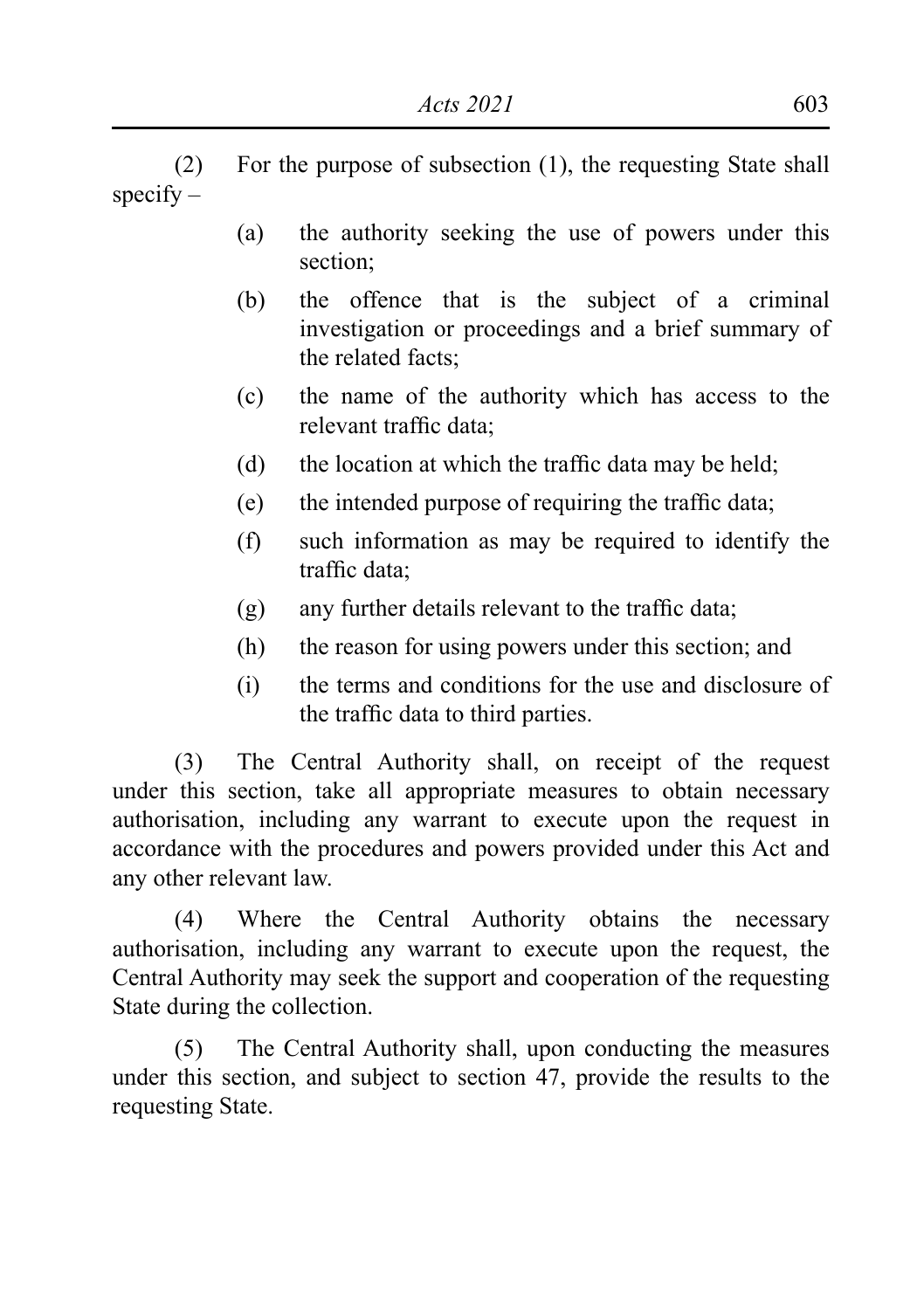(2) For the purpose of subsection (1), the requesting State shall specify –

(a) the authority seeking the use of powers under this section;

(b) the offence that is the subject of a criminal investigation or proceedings and a brief summary of the related facts;

(c) the name of the authority which has access to the relevant traffic data;

(d) the location at which the traffic data may be held;

(e) the intended purpose of requiring the traffic data;

(f) such information as may be required to identify the traffic data;

(g) any further details relevant to the traffic data;

(h) the reason for using powers under this section; and

(i) the terms and conditions for the use and disclosure of the traffic data to third parties.

(3) The Central Authority shall, on receipt of the request under this section, take all appropriate measures to obtain necessary authorisation, including any warrant to execute upon the request in accordance with the procedures and powers provided under this Act and any other relevant law.

(4) Where the Central Authority obtains the necessary authorisation, including any warrant to execute upon the request, the Central Authority may seek the support and cooperation of the requesting State during the collection.

(5) The Central Authority shall, upon conducting the measures under this section, and subject to section 47, provide the results to the requesting State.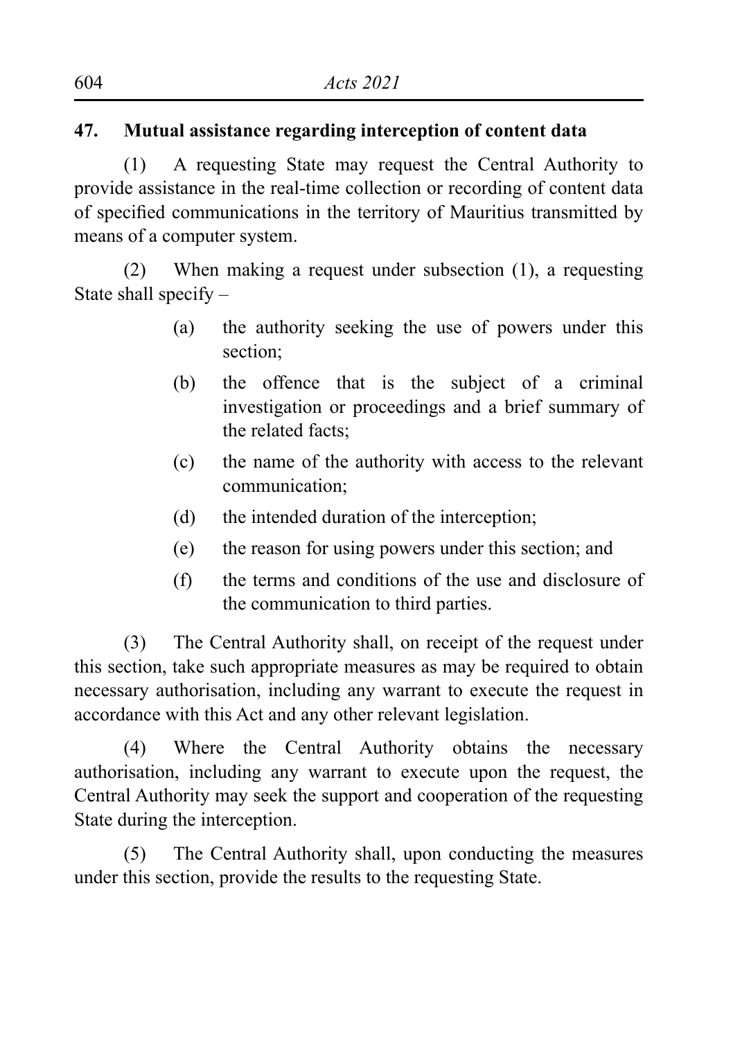**47. Mutual assistance regarding interception of content data**

(1) A requesting State may request the Central Authority to provide assistance in the real-time collection or recording of content data of specified communications in the territory of Mauritius transmitted by means of a computer system.

(2) When making a request under subsection (1), a requesting State shall specify –

- (a) the authority seeking the use of powers under this section;
- (b) the offence that is the subject of a criminal investigation or proceedings and a brief summary of the related facts;
- (c) the name of the authority with access to the relevant communication;
- (d) the intended duration of the interception;
- (e) the reason for using powers under this section; and
- (f) the terms and conditions of the use and disclosure of the communication to third parties.

(3) The Central Authority shall, on receipt of the request under this section, take such appropriate measures as may be required to obtain necessary authorisation, including any warrant to execute the request in accordance with this Act and any other relevant legislation.

(4) Where the Central Authority obtains the necessary authorisation, including any warrant to execute upon the request, the Central Authority may seek the support and cooperation of the requesting State during the interception.

(5) The Central Authority shall, upon conducting the measures under this section, provide the results to the requesting State.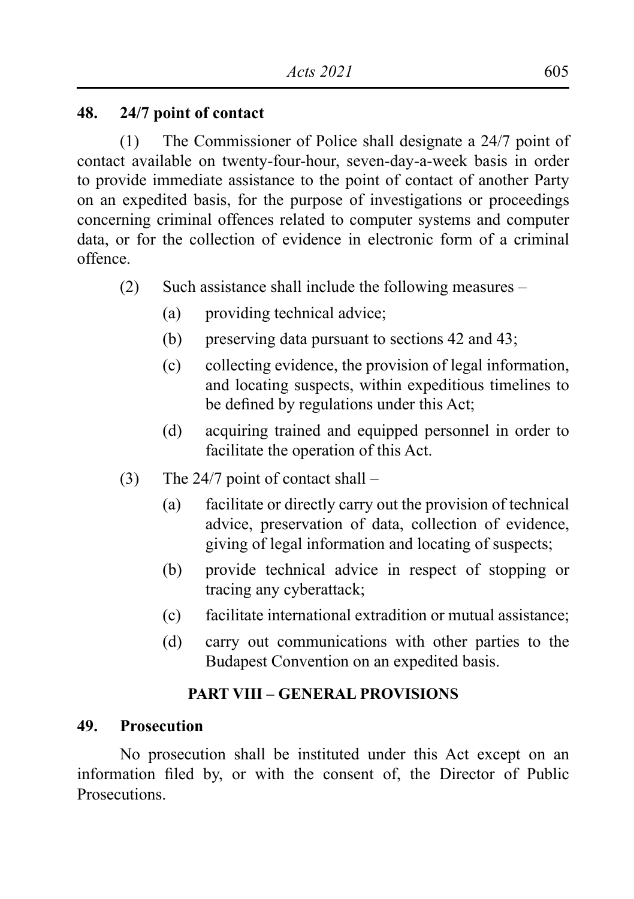## 48. 24/7 point of contact

(1) The Commissioner of Police shall designate a 24/7 point of contact available on twenty-four-hour, seven-day-a-week basis in order to provide immediate assistance to the point of contact of another Party on an expedited basis, for the purpose of investigations or proceedings concerning criminal offences related to computer systems and computer data, or for the collection of evidence in electronic form of a criminal offence.

(2) Such assistance shall include the following measures –

(a) providing technical advice;

(b) preserving data pursuant to sections 42 and 43;

(c) collecting evidence, the provision of legal information, and locating suspects, within expeditious timelines to be defined by regulations under this Act;

(d) acquiring trained and equipped personnel in order to facilitate the operation of this Act.

(3) The 24/7 point of contact shall –

(a) facilitate or directly carry out the provision of technical advice, preservation of data, collection of evidence, giving of legal information and locating of suspects;

(b) provide technical advice in respect of stopping or tracing any cyberattack;

(c) facilitate international extradition or mutual assistance;

(d) carry out communications with other parties to the Budapest Convention on an expedited basis.

# PART VIII – GENERAL PROVISIONS

## 49. Prosecution

No prosecution shall be instituted under this Act except on an information filed by, or with the consent of, the Director of Public Prosecutions.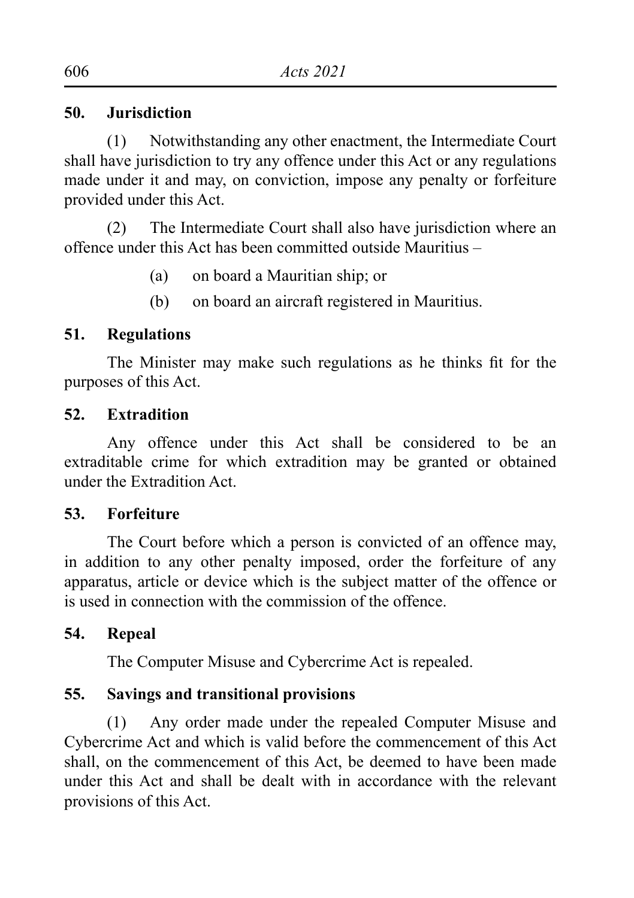**50. Jurisdiction**

(1) Notwithstanding any other enactment, the Intermediate Court shall have jurisdiction to try any offence under this Act or any regulations made under it and may, on conviction, impose any penalty or forfeiture provided under this Act.

(2) The Intermediate Court shall also have jurisdiction where an offence under this Act has been committed outside Mauritius –

(a) on board a Mauritian ship; or

(b) on board an aircraft registered in Mauritius.

**51. Regulations**

The Minister may make such regulations as he thinks fit for the purposes of this Act.

**52. Extradition**

Any offence under this Act shall be considered to be an extraditable crime for which extradition may be granted or obtained under the Extradition Act.

**53. Forfeiture**

The Court before which a person is convicted of an offence may, in addition to any other penalty imposed, order the forfeiture of any apparatus, article or device which is the subject matter of the offence or is used in connection with the commission of the offence.

**54. Repeal**

The Computer Misuse and Cybercrime Act is repealed.

**55. Savings and transitional provisions**

(1) Any order made under the repealed Computer Misuse and Cybercrime Act and which is valid before the commencement of this Act shall, on the commencement of this Act, be deemed to have been made under this Act and shall be dealt with in accordance with the relevant provisions of this Act.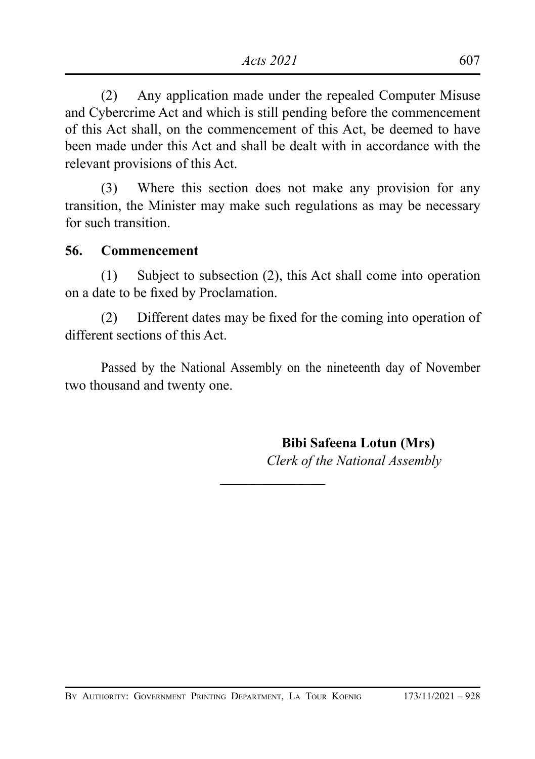(2) Any application made under the repealed Computer Misuse and Cybercrime Act and which is still pending before the commencement of this Act shall, on the commencement of this Act, be deemed to have been made under this Act and shall be dealt with in accordance with the relevant provisions of this Act.

(3) Where this section does not make any provision for any transition, the Minister may make such regulations as may be necessary for such transition.

**56. Commencement**

(1) Subject to subsection (2), this Act shall come into operation on a date to be fixed by Proclamation.

(2) Different dates may be fixed for the coming into operation of different sections of this Act.

Passed by the National Assembly on the nineteenth day of November two thousand and twenty one.

**Bibi Safeena Lotun (Mrs)**
*Clerk of the National Assembly*

---

By Authority: Government Printing Department, La Tour Koenig 173/11/2021 – 928